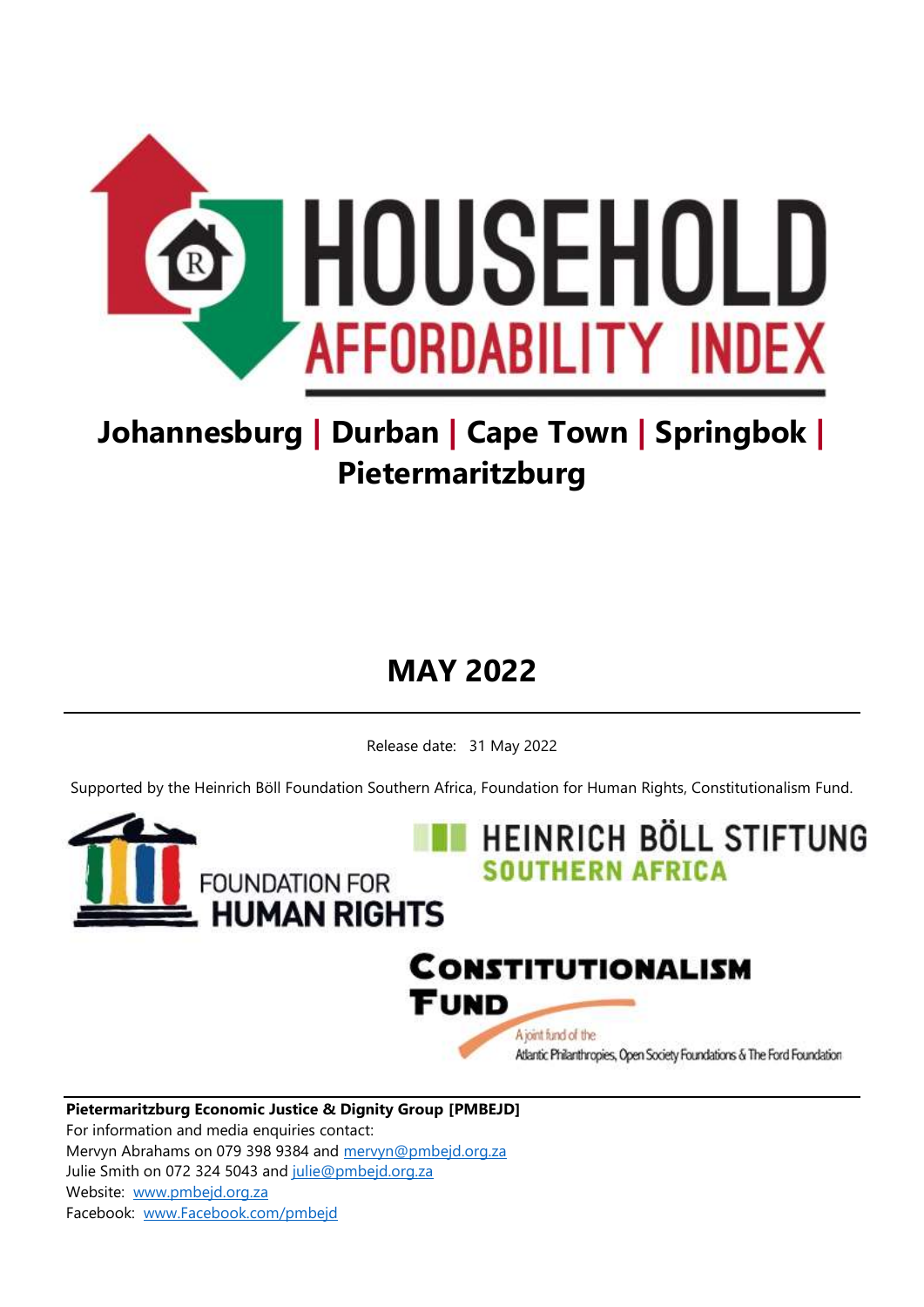# HOUSEHOLD AFFORDABILITY INDEX

## Johannesburg | Durban | Cape Town | Springbok | Pietermaritzburg

## MAY 2022

Release date: 31 May 2022

Supported by the Heinrich Böll Foundation Southern Africa, Foundation for Human Rights, Constitutionalism Fund.

FOUNDATION FOR HUMAN RIGHTS

HEINRICH BÖLL STIFTUNG SOUTHERN AFRICA

CONSTITUTIONALISM FUND

A joint fund of the Atlantic Philanthropies, Open Society Foundations & The Ford Foundation

**Pietermaritzburg Economic Justice & Dignity Group [PMBEJD]**

For information and media enquiries contact:

Mervyn Abrahams on 079 398 9384 and mervyn@pmbejd.org.za

Julie Smith on 072 324 5043 and julie@pmbejd.org.za

Website: www.pmbejd.org.za

Facebook: www.Facebook.com/pmbejd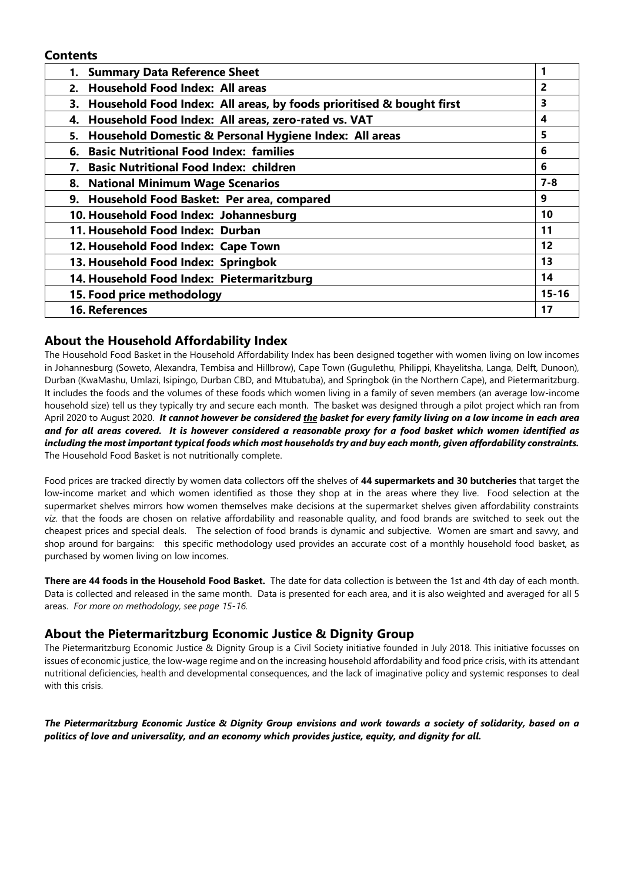## Contents

| | |
|---|---|
| **1. Summary Data Reference Sheet** | **1** |
| **2. Household Food Index: All areas** | **2** |
| **3. Household Food Index: All areas, by foods prioritised & bought first** | **3** |
| **4. Household Food Index: All areas, zero-rated vs. VAT** | **4** |
| **5. Household Domestic & Personal Hygiene Index: All areas** | **5** |
| **6. Basic Nutritional Food Index: families** | **6** |
| **7. Basic Nutritional Food Index: children** | **6** |
| **8. National Minimum Wage Scenarios** | **7-8** |
| **9. Household Food Basket: Per area, compared** | **9** |
| **10. Household Food Index: Johannesburg** | **10** |
| **11. Household Food Index: Durban** | **11** |
| **12. Household Food Index: Cape Town** | **12** |
| **13. Household Food Index: Springbok** | **13** |
| **14. Household Food Index: Pietermaritzburg** | **14** |
| **15. Food price methodology** | **15-16** |
| **16. References** | **17** |

## About the Household Affordability Index

The Household Food Basket in the Household Affordability Index has been designed together with women living on low incomes in Johannesburg (Soweto, Alexandra, Tembisa and Hillbrow), Cape Town (Gugulethu, Philippi, Khayelitsha, Langa, Delft, Dunoon), Durban (KwaMashu, Umlazi, Isipingo, Durban CBD, and Mtubatuba), and Springbok (in the Northern Cape), and Pietermaritzburg. It includes the foods and the volumes of these foods which women living in a family of seven members (an average low-income household size) tell us they typically try and secure each month. The basket was designed through a pilot project which ran from April 2020 to August 2020. ***It cannot however be considered <u>the</u> basket for every family living on a low income in each area and for all areas covered. It is however considered a reasonable proxy for a food basket which women identified as including the most important typical foods which most households try and buy each month, given affordability constraints.*** The Household Food Basket is not nutritionally complete.

Food prices are tracked directly by women data collectors off the shelves of **44 supermarkets and 30 butcheries** that target the low-income market and which women identified as those they shop at in the areas where they live. Food selection at the supermarket shelves mirrors how women themselves make decisions at the supermarket shelves given affordability constraints *viz.* that the foods are chosen on relative affordability and reasonable quality, and food brands are switched to seek out the cheapest prices and special deals. The selection of food brands is dynamic and subjective. Women are smart and savvy, and shop around for bargains: this specific methodology used provides an accurate cost of a monthly household food basket, as purchased by women living on low incomes.

**There are 44 foods in the Household Food Basket.** The date for data collection is between the 1st and 4th day of each month. Data is collected and released in the same month. Data is presented for each area, and it is also weighted and averaged for all 5 areas. *For more on methodology, see page 15-16.*

## About the Pietermaritzburg Economic Justice & Dignity Group

The Pietermaritzburg Economic Justice & Dignity Group is a Civil Society initiative founded in July 2018. This initiative focusses on issues of economic justice, the low-wage regime and on the increasing household affordability and food price crisis, with its attendant nutritional deficiencies, health and developmental consequences, and the lack of imaginative policy and systemic responses to deal with this crisis.

***The Pietermaritzburg Economic Justice & Dignity Group envisions and work towards a society of solidarity, based on a politics of love and universality, and an economy which provides justice, equity, and dignity for all.***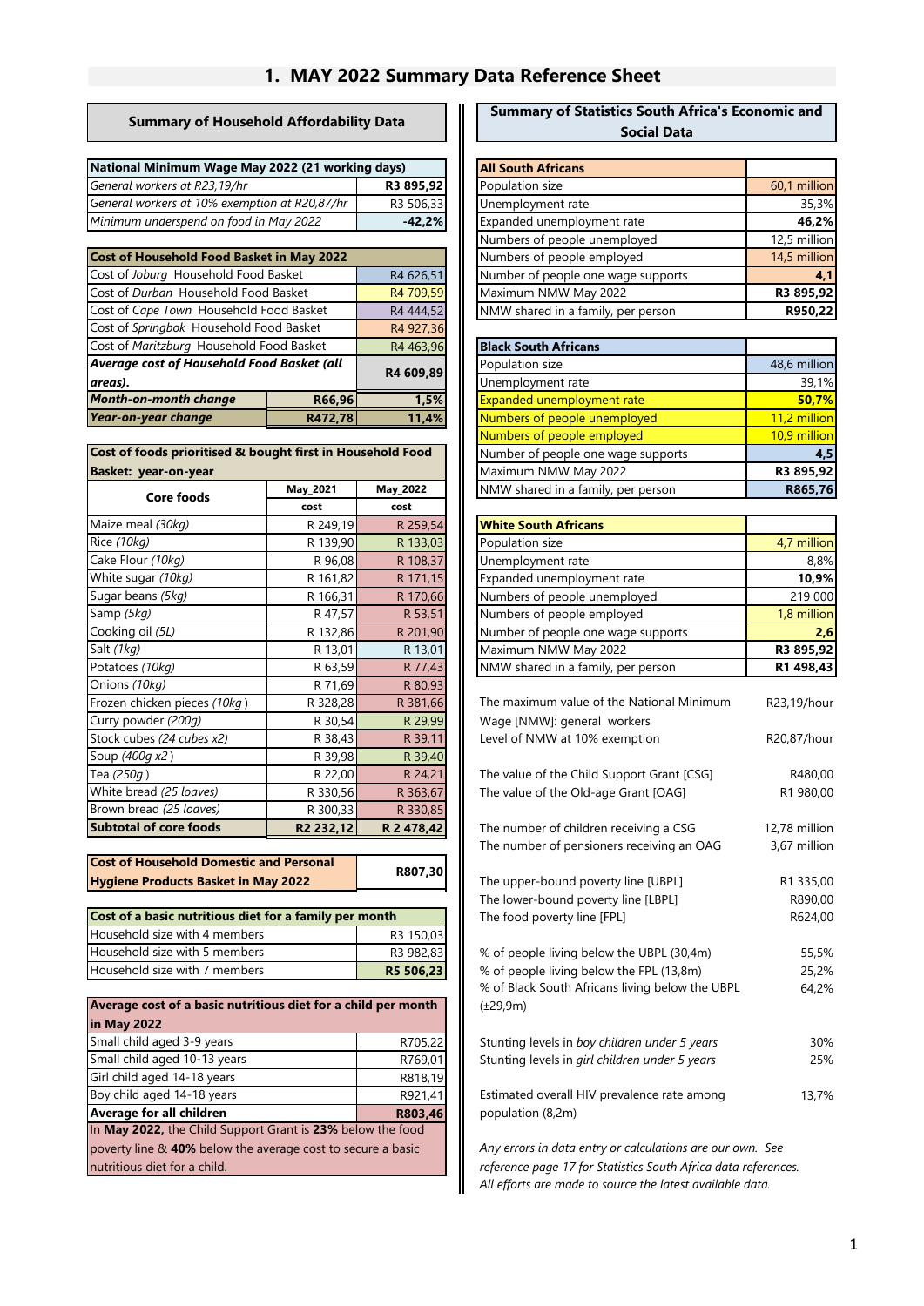# 1. MAY 2022 Summary Data Reference Sheet

## Summary of Household Affordability Data

| National Minimum Wage May 2022 (21 working days) | |
|---|---|
| *General workers at R23,19/hr* | **R3 895,92** |
| *General workers at 10% exemption at R20,87/hr* | R3 506,33 |
| *Minimum underspend on food in May 2022* | **-42,2%** |

| Cost of Household Food Basket in May 2022 | | |
|---|---|---|
| Cost of *Joburg* Household Food Basket | | R4 626,51 |
| Cost of *Durban* Household Food Basket | | R4 709,59 |
| Cost of *Cape Town* Household Food Basket | | R4 444,52 |
| Cost of *Springbok* Household Food Basket | | R4 927,36 |
| Cost of *Maritzburg* Household Food Basket | | R4 463,96 |
| ***Average cost of Household Food Basket (all areas).*** | | **R4 609,89** |
| ***Month-on-month change*** | **R66,96** | **1,5%** |
| ***Year-on-year change*** | **R472,78** | **11,4%** |

| Cost of foods prioritised & bought first in Household Food Basket: year-on-year | | |
|---|---|---|
| Core foods | May_2021 | May_2022 |
| | cost | cost |
| Maize meal *(30kg)* | R 249,19 | R 259,54 |
| Rice *(10kg)* | R 139,90 | R 133,03 |
| Cake Flour *(10kg)* | R 96,08 | R 108,37 |
| White sugar *(10kg)* | R 161,82 | R 171,15 |
| Sugar beans *(5kg)* | R 166,31 | R 170,66 |
| Samp *(5kg)* | R 47,57 | R 53,51 |
| Cooking oil *(5L)* | R 132,86 | R 201,90 |
| Salt *(1kg)* | R 13,01 | R 13,01 |
| Potatoes *(10kg)* | R 63,59 | R 77,43 |
| Onions *(10kg)* | R 71,69 | R 80,93 |
| Frozen chicken pieces *(10kg)* | R 328,28 | R 381,66 |
| Curry powder *(200g)* | R 30,54 | R 29,99 |
| Stock cubes *(24 cubes x2)* | R 38,43 | R 39,11 |
| Soup *(400g x2)* | R 39,98 | R 39,40 |
| Tea *(250g)* | R 22,00 | R 24,21 |
| White bread *(25 loaves)* | R 330,56 | R 363,67 |
| Brown bread *(25 loaves)* | R 300,33 | R 330,85 |
| **Subtotal of core foods** | **R2 232,12** | **R 2 478,42** |

| Cost of Household Domestic and Personal Hygiene Products Basket in May 2022 | **R807,30** |
|---|---|

| Cost of a basic nutritious diet for a family per month | |
|---|---|
| Household size with 4 members | R3 150,03 |
| Household size with 5 members | R3 982,83 |
| Household size with 7 members | **R5 506,23** |

| Average cost of a basic nutritious diet for a child per month in May 2022 | |
|---|---|
| Small child aged 3-9 years | R705,22 |
| Small child aged 10-13 years | R769,01 |
| Girl child aged 14-18 years | R818,19 |
| Boy child aged 14-18 years | R921,41 |
| **Average for all children** | **R803,46** |

In **May 2022,** the Child Support Grant is **23%** below the food poverty line & **40%** below the average cost to secure a basic nutritious diet for a child.

## Summary of Statistics South Africa's Economic and Social Data

| All South Africans | |
|---|---|
| Population size | 60,1 million |
| Unemployment rate | 35,3% |
| Expanded unemployment rate | **46,2%** |
| Numbers of people unemployed | 12,5 million |
| Numbers of people employed | 14,5 million |
| Number of people one wage supports | **4,1** |
| Maximum NMW May 2022 | **R3 895,92** |
| NMW shared in a family, per person | **R950,22** |

| Black South Africans | |
|---|---|
| Population size | 48,6 million |
| Unemployment rate | 39,1% |
| Expanded unemployment rate | **50,7%** |
| Numbers of people unemployed | 11,2 million |
| Numbers of people employed | 10,9 million |
| Number of people one wage supports | **4,5** |
| Maximum NMW May 2022 | **R3 895,92** |
| NMW shared in a family, per person | **R865,76** |

| White South Africans | |
|---|---|
| Population size | 4,7 million |
| Unemployment rate | 8,8% |
| Expanded unemployment rate | **10,9%** |
| Numbers of people unemployed | 219 000 |
| Numbers of people employed | 1,8 million |
| Number of people one wage supports | **2,6** |
| Maximum NMW May 2022 | **R3 895,92** |
| NMW shared in a family, per person | **R1 498,43** |

| | |
|---|---|
| The maximum value of the National Minimum Wage [NMW]: general workers | R23,19/hour |
| Level of NMW at 10% exemption | R20,87/hour |
| The value of the Child Support Grant [CSG] | R480,00 |
| The value of the Old-age Grant [OAG] | R1 980,00 |
| The number of children receiving a CSG | 12,78 million |
| The number of pensioners receiving an OAG | 3,67 million |
| The upper-bound poverty line [UBPL] | R1 335,00 |
| The lower-bound poverty line [LBPL] | R890,00 |
| The food poverty line [FPL] | R624,00 |
| % of people living below the UBPL (30,4m) | 55,5% |
| % of people living below the FPL (13,8m) | 25,2% |
| % of Black South Africans living below the UBPL (±29,9m) | 64,2% |
| Stunting levels in *boy children under 5 years* | 30% |
| Stunting levels in *girl children under 5 years* | 25% |
| Estimated overall HIV prevalence rate among population (8,2m) | 13,7% |

*Any errors in data entry or calculations are our own. See reference page 17 for Statistics South Africa data references. All efforts are made to source the latest available data.*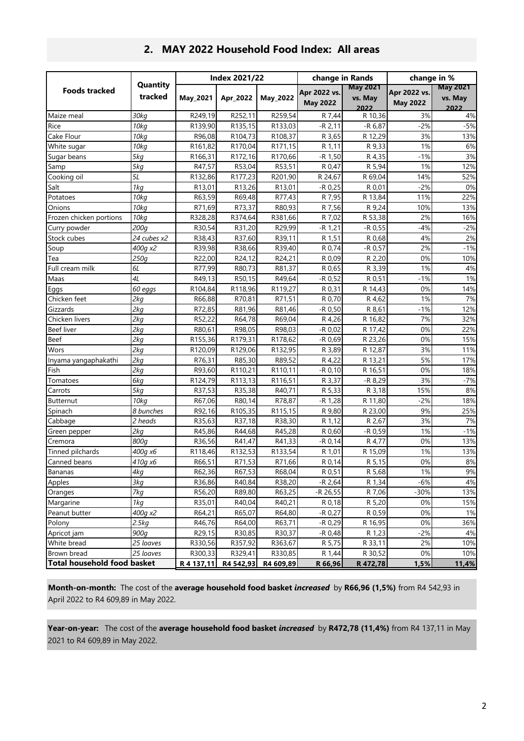## 2. MAY 2022 Household Food Index: All areas

| Foods tracked | Quantity tracked | Index 2021/22 | | | change in Rands | | change in % | |
|---|---|---|---|---|---|---|---|---|
| | | May_2021 | Apr_2022 | May_2022 | Apr 2022 vs. May 2022 | May 2021 vs. May 2022 | Apr 2022 vs. May 2022 | May 2021 vs. May 2022 |
| Maize meal | *30kg* | R249,19 | R252,11 | R259,54 | R 7,44 | R 10,36 | 3% | 4% |
| Rice | *10kg* | R139,90 | R135,15 | R133,03 | -R 2,11 | -R 6,87 | -2% | -5% |
| Cake Flour | *10kg* | R96,08 | R104,73 | R108,37 | R 3,65 | R 12,29 | 3% | 13% |
| White sugar | *10kg* | R161,82 | R170,04 | R171,15 | R 1,11 | R 9,33 | 1% | 6% |
| Sugar beans | *5kg* | R166,31 | R172,16 | R170,66 | -R 1,50 | R 4,35 | -1% | 3% |
| Samp | *5kg* | R47,57 | R53,04 | R53,51 | R 0,47 | R 5,94 | 1% | 12% |
| Cooking oil | *5L* | R132,86 | R177,23 | R201,90 | R 24,67 | R 69,04 | 14% | 52% |
| Salt | *1kg* | R13,01 | R13,26 | R13,01 | -R 0,25 | R 0,01 | -2% | 0% |
| Potatoes | *10kg* | R63,59 | R69,48 | R77,43 | R 7,95 | R 13,84 | 11% | 22% |
| Onions | *10kg* | R71,69 | R73,37 | R80,93 | R 7,56 | R 9,24 | 10% | 13% |
| Frozen chicken portions | *10kg* | R328,28 | R374,64 | R381,66 | R 7,02 | R 53,38 | 2% | 16% |
| Curry powder | *200g* | R30,54 | R31,20 | R29,99 | -R 1,21 | -R 0,55 | -4% | -2% |
| Stock cubes | *24 cubes x2* | R38,43 | R37,60 | R39,11 | R 1,51 | R 0,68 | 4% | 2% |
| Soup | *400g x2* | R39,98 | R38,66 | R39,40 | R 0,74 | -R 0,57 | 2% | -1% |
| Tea | *250g* | R22,00 | R24,12 | R24,21 | R 0,09 | R 2,20 | 0% | 10% |
| Full cream milk | *6L* | R77,99 | R80,73 | R81,37 | R 0,65 | R 3,39 | 1% | 4% |
| Maas | *4L* | R49,13 | R50,15 | R49,64 | -R 0,52 | R 0,51 | -1% | 1% |
| Eggs | *60 eggs* | R104,84 | R118,96 | R119,27 | R 0,31 | R 14,43 | 0% | 14% |
| Chicken feet | *2kg* | R66,88 | R70,81 | R71,51 | R 0,70 | R 4,62 | 1% | 7% |
| Gizzards | *2kg* | R72,85 | R81,96 | R81,46 | -R 0,50 | R 8,61 | -1% | 12% |
| Chicken livers | *2kg* | R52,22 | R64,78 | R69,04 | R 4,26 | R 16,82 | 7% | 32% |
| Beef liver | *2kg* | R80,61 | R98,05 | R98,03 | -R 0,02 | R 17,42 | 0% | 22% |
| Beef | *2kg* | R155,36 | R179,31 | R178,62 | -R 0,69 | R 23,26 | 0% | 15% |
| Wors | *2kg* | R120,09 | R129,06 | R132,95 | R 3,89 | R 12,87 | 3% | 11% |
| Inyama yangaphakathi | *2kg* | R76,31 | R85,30 | R89,52 | R 4,22 | R 13,21 | 5% | 17% |
| Fish | *2kg* | R93,60 | R110,21 | R110,11 | -R 0,10 | R 16,51 | 0% | 18% |
| Tomatoes | *6kg* | R124,79 | R113,13 | R116,51 | R 3,37 | -R 8,29 | 3% | -7% |
| Carrots | *5kg* | R37,53 | R35,38 | R40,71 | R 5,33 | R 3,18 | 15% | 8% |
| Butternut | *10kg* | R67,06 | R80,14 | R78,87 | -R 1,28 | R 11,80 | -2% | 18% |
| Spinach | *8 bunches* | R92,16 | R105,35 | R115,15 | R 9,80 | R 23,00 | 9% | 25% |
| Cabbage | *2 heads* | R35,63 | R37,18 | R38,30 | R 1,12 | R 2,67 | 3% | 7% |
| Green pepper | *2kg* | R45,86 | R44,68 | R45,28 | R 0,60 | -R 0,59 | 1% | -1% |
| Cremora | *800g* | R36,56 | R41,47 | R41,33 | -R 0,14 | R 4,77 | 0% | 13% |
| Tinned pilchards | *400g x6* | R118,46 | R132,53 | R133,54 | R 1,01 | R 15,09 | 1% | 13% |
| Canned beans | *410g x6* | R66,51 | R71,53 | R71,66 | R 0,14 | R 5,15 | 0% | 8% |
| Bananas | *4kg* | R62,36 | R67,53 | R68,04 | R 0,51 | R 5,68 | 1% | 9% |
| Apples | *3kg* | R36,86 | R40,84 | R38,20 | -R 2,64 | R 1,34 | -6% | 4% |
| Oranges | *7kg* | R56,20 | R89,80 | R63,25 | -R 26,55 | R 7,06 | -30% | 13% |
| Margarine | *1kg* | R35,01 | R40,04 | R40,21 | R 0,18 | R 5,20 | 0% | 15% |
| Peanut butter | *400g x2* | R64,21 | R65,07 | R64,80 | -R 0,27 | R 0,59 | 0% | 1% |
| Polony | *2.5kg* | R46,76 | R64,00 | R63,71 | -R 0,29 | R 16,95 | 0% | 36% |
| Apricot jam | *900g* | R29,15 | R30,85 | R30,37 | -R 0,48 | R 1,23 | -2% | 4% |
| White bread | *25 loaves* | R330,56 | R357,92 | R363,67 | R 5,75 | R 33,11 | 2% | 10% |
| Brown bread | *25 loaves* | R300,33 | R329,41 | R330,85 | R 1,44 | R 30,52 | 0% | 10% |
| **Total household food basket** | | **R 4 137,11** | **R4 542,93** | **R4 609,89** | **R 66,96** | **R 472,78** | **1,5%** | **11,4%** |

**Month-on-month:** The cost of the **average household food basket *increased*** by **R66,96 (1,5%)** from R4 542,93 in April 2022 to R4 609,89 in May 2022.

**Year-on-year:** The cost of the **average household food basket *increased*** by **R472,78 (11,4%)** from R4 137,11 in May 2021 to R4 609,89 in May 2022.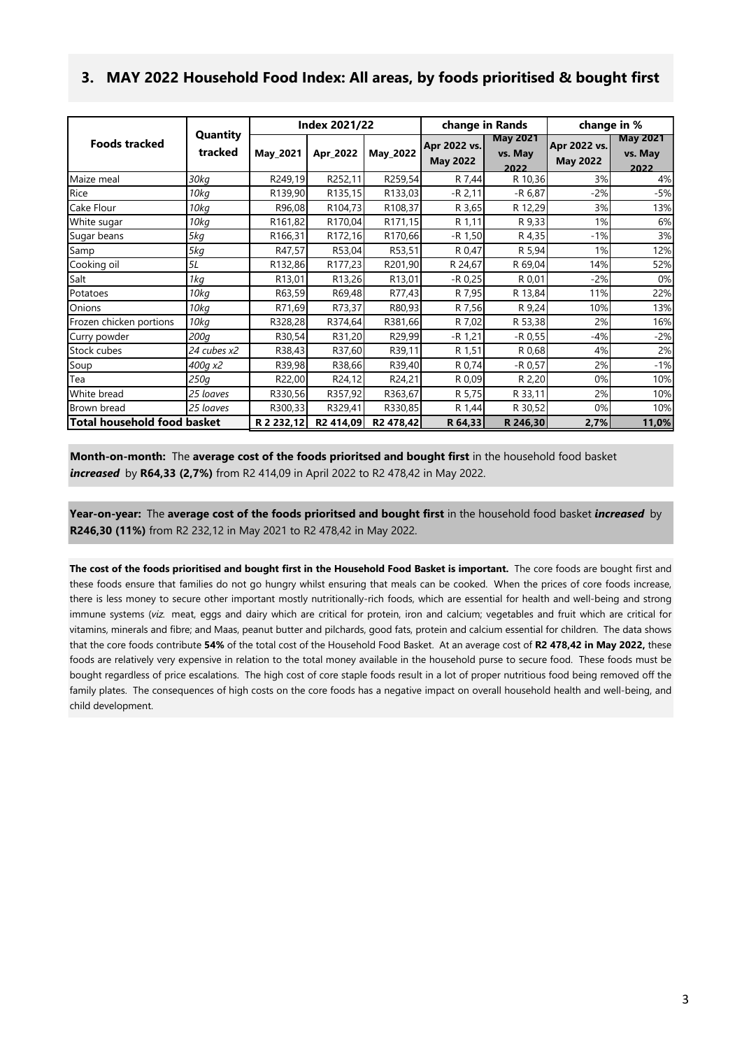## 3. MAY 2022 Household Food Index: All areas, by foods prioritised & bought first

| Foods tracked | Quantity tracked | Index 2021/22 | | | change in Rands | | change in % | |
|---|---|---|---|---|---|---|---|---|
| | | May_2021 | Apr_2022 | May_2022 | Apr 2022 vs. May 2022 | May 2021 vs. May 2022 | Apr 2022 vs. May 2022 | May 2021 vs. May 2022 |
| Maize meal | *30kg* | R249,19 | R252,11 | R259,54 | R 7,44 | R 10,36 | 3% | 4% |
| Rice | *10kg* | R139,90 | R135,15 | R133,03 | -R 2,11 | -R 6,87 | -2% | -5% |
| Cake Flour | *10kg* | R96,08 | R104,73 | R108,37 | R 3,65 | R 12,29 | 3% | 13% |
| White sugar | *10kg* | R161,82 | R170,04 | R171,15 | R 1,11 | R 9,33 | 1% | 6% |
| Sugar beans | *5kg* | R166,31 | R172,16 | R170,66 | -R 1,50 | R 4,35 | -1% | 3% |
| Samp | *5kg* | R47,57 | R53,04 | R53,51 | R 0,47 | R 5,94 | 1% | 12% |
| Cooking oil | *5L* | R132,86 | R177,23 | R201,90 | R 24,67 | R 69,04 | 14% | 52% |
| Salt | *1kg* | R13,01 | R13,26 | R13,01 | -R 0,25 | R 0,01 | -2% | 0% |
| Potatoes | *10kg* | R63,59 | R69,48 | R77,43 | R 7,95 | R 13,84 | 11% | 22% |
| Onions | *10kg* | R71,69 | R73,37 | R80,93 | R 7,56 | R 9,24 | 10% | 13% |
| Frozen chicken portions | *10kg* | R328,28 | R374,64 | R381,66 | R 7,02 | R 53,38 | 2% | 16% |
| Curry powder | *200g* | R30,54 | R31,20 | R29,99 | -R 1,21 | -R 0,55 | -4% | -2% |
| Stock cubes | *24 cubes x2* | R38,43 | R37,60 | R39,11 | R 1,51 | R 0,68 | 4% | 2% |
| Soup | *400g x2* | R39,98 | R38,66 | R39,40 | R 0,74 | -R 0,57 | 2% | -1% |
| Tea | *250g* | R22,00 | R24,12 | R24,21 | R 0,09 | R 2,20 | 0% | 10% |
| White bread | *25 loaves* | R330,56 | R357,92 | R363,67 | R 5,75 | R 33,11 | 2% | 10% |
| Brown bread | *25 loaves* | R300,33 | R329,41 | R330,85 | R 1,44 | R 30,52 | 0% | 10% |
| **Total household food basket** | | **R 2 232,12** | **R2 414,09** | **R2 478,42** | **R 64,33** | **R 246,30** | **2,7%** | **11,0%** |

**Month-on-month:** The **average cost of the foods prioritsed and bought first** in the household food basket ***increased*** by **R64,33 (2,7%)** from R2 414,09 in April 2022 to R2 478,42 in May 2022.

**Year-on-year:** The **average cost of the foods prioritsed and bought first** in the household food basket ***increased*** by **R246,30 (11%)** from R2 232,12 in May 2021 to R2 478,42 in May 2022.

**The cost of the foods prioritised and bought first in the Household Food Basket is important.** The core foods are bought first and these foods ensure that families do not go hungry whilst ensuring that meals can be cooked. When the prices of core foods increase, there is less money to secure other important mostly nutritionally-rich foods, which are essential for health and well-being and strong immune systems (*viz.* meat, eggs and dairy which are critical for protein, iron and calcium; vegetables and fruit which are critical for vitamins, minerals and fibre; and Maas, peanut butter and pilchards, good fats, protein and calcium essential for children. The data shows that the core foods contribute **54%** of the total cost of the Household Food Basket. At an average cost of **R2 478,42 in May 2022,** these foods are relatively very expensive in relation to the total money available in the household purse to secure food. These foods must be bought regardless of price escalations. The high cost of core staple foods result in a lot of proper nutritious food being removed off the family plates. The consequences of high costs on the core foods has a negative impact on overall household health and well-being, and child development.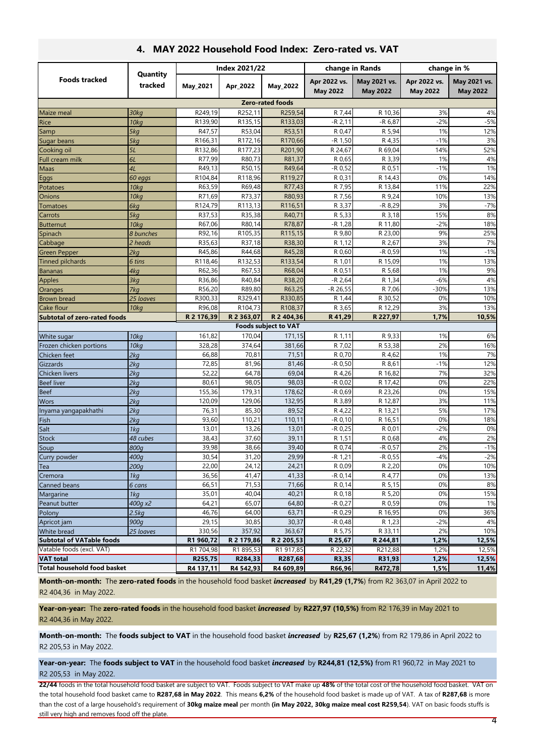## 4. MAY 2022 Household Food Index: Zero-rated vs. VAT

| Foods tracked | Quantity tracked | Index 2021/22 | | | change in Rands | | change in % | |
|---|---|---|---|---|---|---|---|---|
| | | May_2021 | Apr_2022 | May_2022 | Apr 2022 vs. May 2022 | May 2021 vs. May 2022 | Apr 2022 vs. May 2022 | May 2021 vs. May 2022 |
| **Zero-rated foods** | | | | | | | | |
| Maize meal | *30kg* | R249,19 | R252,11 | R259,54 | R 7,44 | R 10,36 | 3% | 4% |
| Rice | *10kg* | R139,90 | R135,15 | R133,03 | -R 2,11 | -R 6,87 | -2% | -5% |
| Samp | *5kg* | R47,57 | R53,04 | R53,51 | R 0,47 | R 5,94 | 1% | 12% |
| Sugar beans | *5kg* | R166,31 | R172,16 | R170,66 | -R 1,50 | R 4,35 | -1% | 3% |
| Cooking oil | *5L* | R132,86 | R177,23 | R201,90 | R 24,67 | R 69,04 | 14% | 52% |
| Full cream milk | *6L* | R77,99 | R80,73 | R81,37 | R 0,65 | R 3,39 | 1% | 4% |
| Maas | *4L* | R49,13 | R50,15 | R49,64 | -R 0,52 | R 0,51 | -1% | 1% |
| Eggs | *60 eggs* | R104,84 | R118,96 | R119,27 | R 0,31 | R 14,43 | 0% | 14% |
| Potatoes | *10kg* | R63,59 | R69,48 | R77,43 | R 7,95 | R 13,84 | 11% | 22% |
| Onions | *10kg* | R71,69 | R73,37 | R80,93 | R 7,56 | R 9,24 | 10% | 13% |
| Tomatoes | *6kg* | R124,79 | R113,13 | R116,51 | R 3,37 | -R 8,29 | 3% | -7% |
| Carrots | *5kg* | R37,53 | R35,38 | R40,71 | R 5,33 | R 3,18 | 15% | 8% |
| Butternut | *10kg* | R67,06 | R80,14 | R78,87 | -R 1,28 | R 11,80 | -2% | 18% |
| Spinach | *8 bunches* | R92,16 | R105,35 | R115,15 | R 9,80 | R 23,00 | 9% | 25% |
| Cabbage | *2 heads* | R35,63 | R37,18 | R38,30 | R 1,12 | R 2,67 | 3% | 7% |
| Green Pepper | *2kg* | R45,86 | R44,68 | R45,28 | R 0,60 | -R 0,59 | 1% | -1% |
| Tinned pilchards | *6 tins* | R118,46 | R132,53 | R133,54 | R 1,01 | R 15,09 | 1% | 13% |
| Bananas | *4kg* | R62,36 | R67,53 | R68,04 | R 0,51 | R 5,68 | 1% | 9% |
| Apples | *3kg* | R36,86 | R40,84 | R38,20 | -R 2,64 | R 1,34 | -6% | 4% |
| Oranges | *7kg* | R56,20 | R89,80 | R63,25 | -R 26,55 | R 7,06 | -30% | 13% |
| Brown bread | *25 loaves* | R300,33 | R329,41 | R330,85 | R 1,44 | R 30,52 | 0% | 10% |
| Cake flour | *10kg* | R96,08 | R104,73 | R108,37 | R 3,65 | R 12,29 | 3% | 13% |
| **Subtotal of zero-rated foods** | | **R 2 176,39** | **R 2 363,07** | **R 2 404,36** | **R 41,29** | **R 227,97** | **1,7%** | **10,5%** |
| **Foods subject to VAT** | | | | | | | | |
| White sugar | *10kg* | 161,82 | 170,04 | 171,15 | R 1,11 | R 9,33 | 1% | 6% |
| Frozen chicken portions | *10kg* | 328,28 | 374,64 | 381,66 | R 7,02 | R 53,38 | 2% | 16% |
| Chicken feet | *2kg* | 66,88 | 70,81 | 71,51 | R 0,70 | R 4,62 | 1% | 7% |
| Gizzards | *2kg* | 72,85 | 81,96 | 81,46 | -R 0,50 | R 8,61 | -1% | 12% |
| Chicken livers | *2kg* | 52,22 | 64,78 | 69,04 | R 4,26 | R 16,82 | 7% | 32% |
| Beef liver | *2kg* | 80,61 | 98,05 | 98,03 | -R 0,02 | R 17,42 | 0% | 22% |
| Beef | *2kg* | 155,36 | 179,31 | 178,62 | -R 0,69 | R 23,26 | 0% | 15% |
| Wors | *2kg* | 120,09 | 129,06 | 132,95 | R 3,89 | R 12,87 | 3% | 11% |
| Inyama yangapakhathi | *2kg* | 76,31 | 85,30 | 89,52 | R 4,22 | R 13,21 | 5% | 17% |
| Fish | *2kg* | 93,60 | 110,21 | 110,11 | -R 0,10 | R 16,51 | 0% | 18% |
| Salt | *1kg* | 13,01 | 13,26 | 13,01 | -R 0,25 | R 0,01 | -2% | 0% |
| Stock | *48 cubes* | 38,43 | 37,60 | 39,11 | R 1,51 | R 0,68 | 4% | 2% |
| Soup | *800g* | 39,98 | 38,66 | 39,40 | R 0,74 | -R 0,57 | 2% | -1% |
| Curry powder | *400g* | 30,54 | 31,20 | 29,99 | -R 1,21 | -R 0,55 | -4% | -2% |
| Tea | *200g* | 22,00 | 24,12 | 24,21 | R 0,09 | R 2,20 | 0% | 10% |
| Cremora | *1kg* | 36,56 | 41,47 | 41,33 | -R 0,14 | R 4,77 | 0% | 13% |
| Canned beans | *6 cans* | 66,51 | 71,53 | 71,66 | R 0,14 | R 5,15 | 0% | 8% |
| Margarine | *1kg* | 35,01 | 40,04 | 40,21 | R 0,18 | R 5,20 | 0% | 15% |
| Peanut butter | *400g x2* | 64,21 | 65,07 | 64,80 | -R 0,27 | R 0,59 | 0% | 1% |
| Polony | *2.5kg* | 46,76 | 64,00 | 63,71 | -R 0,29 | R 16,95 | 0% | 36% |
| Apricot jam | *900g* | 29,15 | 30,85 | 30,37 | -R 0,48 | R 1,23 | -2% | 4% |
| White bread | *25 loaves* | 330,56 | 357,92 | 363,67 | R 5,75 | R 33,11 | 2% | 10% |
| **Subtotal of VATable foods** | | **R1 960,72** | **R 2 179,86** | **R 2 205,53** | **R 25,67** | **R 244,81** | **1,2%** | **12,5%** |
| Vatable foods (excl. VAT) | | R1 704,98 | R1 895,53 | R1 917,85 | R 22,32 | R212,88 | 1,2% | 12,5% |
| **VAT total** | | **R255,75** | **R284,33** | **R287,68** | **R3,35** | **R31,93** | **1,2%** | **12,5%** |
| **Total household food basket** | | **R4 137,11** | **R4 542,93** | **R4 609,89** | **R66,96** | **R472,78** | **1,5%** | **11,4%** |

**Month-on-month:** The **zero-rated foods** in the household food basket ***increased*** by **R41,29 (1,7%**) from R2 363,07 in April 2022 to R2 404,36 in May 2022.

**Year-on-year:** The **zero-rated foods** in the household food basket ***increased*** by **R227,97 (10,5%)** from R2 176,39 in May 2021 to R2 404,36 in May 2022.

**Month-on-month:** The **foods subject to VAT** in the household food basket ***increased*** by **R25,67 (1,2%**) from R2 179,86 in April 2022 to R2 205,53 in May 2022.

**Year-on-year:** The **foods subject to VAT** in the household food basket ***increased*** by **R244,81 (12,5%)** from R1 960,72 in May 2021 to R2 205,53 in May 2022.

**22/44** foods in the total household food basket are subject to VAT. Foods subject to VAT make up **48%** of the total cost of the household food basket. VAT on the total household food basket came to **R287,68 in May 2022**. This means **6,2%** of the household food basket is made up of VAT. A tax of **R287,68** is more than the cost of a large household's requirement of **30kg maize meal** per month **(in May 2022, 30kg maize meal cost R259,54**). VAT on basic foods stuffs is still very high and removes food off the plate.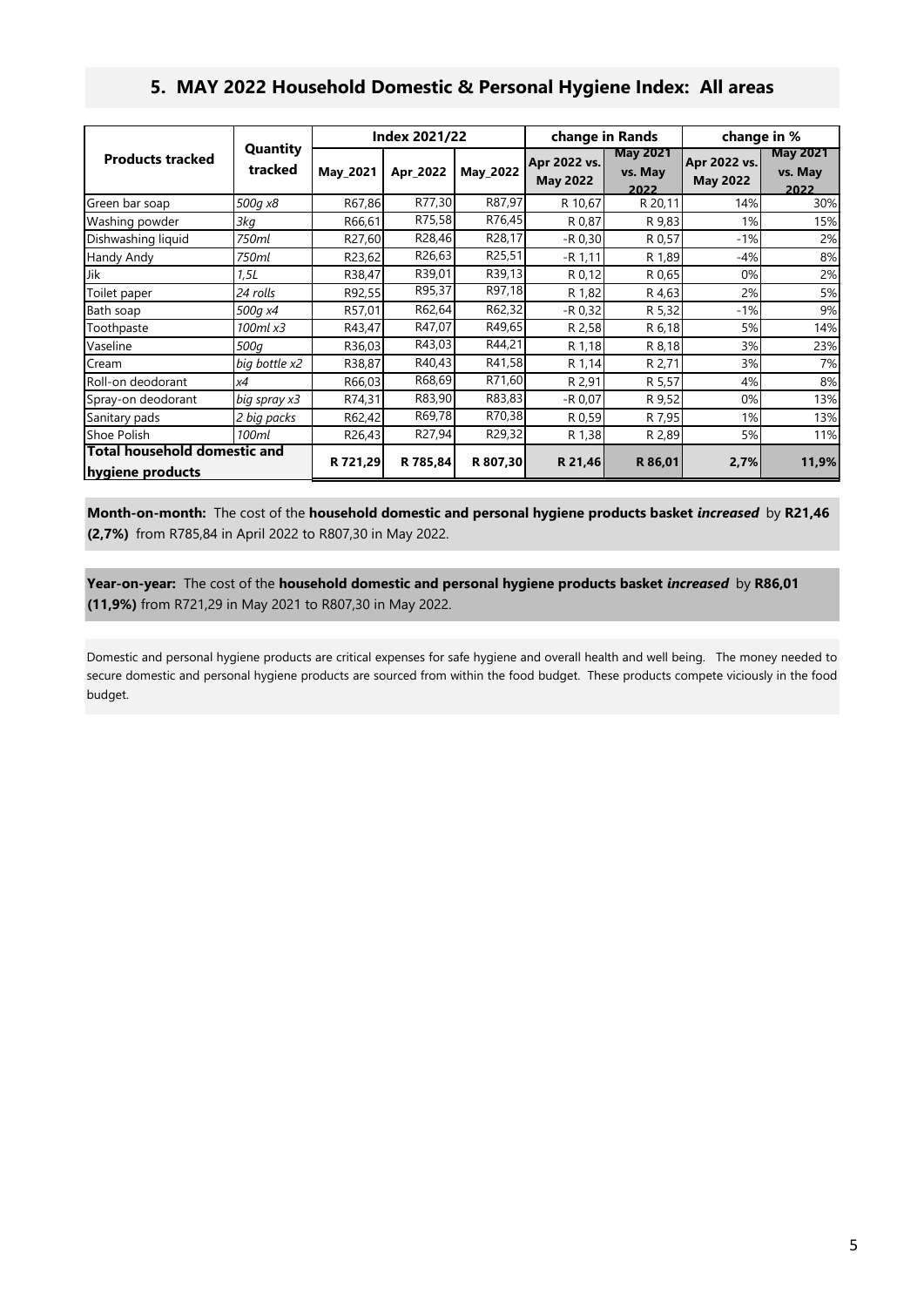## 5. MAY 2022 Household Domestic & Personal Hygiene Index: All areas

| Products tracked | Quantity tracked | Index 2021/22 | | | change in Rands | | change in % | |
|---|---|---|---|---|---|---|---|---|
| | | May_2021 | Apr_2022 | May_2022 | Apr 2022 vs. May 2022 | May 2021 vs. May 2022 | Apr 2022 vs. May 2022 | May 2021 vs. May 2022 |
| Green bar soap | *500g x8* | R67,86 | R77,30 | R87,97 | R 10,67 | R 20,11 | 14% | 30% |
| Washing powder | *3kg* | R66,61 | R75,58 | R76,45 | R 0,87 | R 9,83 | 1% | 15% |
| Dishwashing liquid | *750ml* | R27,60 | R28,46 | R28,17 | -R 0,30 | R 0,57 | -1% | 2% |
| Handy Andy | *750ml* | R23,62 | R26,63 | R25,51 | -R 1,11 | R 1,89 | -4% | 8% |
| Jik | *1,5L* | R38,47 | R39,01 | R39,13 | R 0,12 | R 0,65 | 0% | 2% |
| Toilet paper | *24 rolls* | R92,55 | R95,37 | R97,18 | R 1,82 | R 4,63 | 2% | 5% |
| Bath soap | *500g x4* | R57,01 | R62,64 | R62,32 | -R 0,32 | R 5,32 | -1% | 9% |
| Toothpaste | *100ml x3* | R43,47 | R47,07 | R49,65 | R 2,58 | R 6,18 | 5% | 14% |
| Vaseline | *500g* | R36,03 | R43,03 | R44,21 | R 1,18 | R 8,18 | 3% | 23% |
| Cream | *big bottle x2* | R38,87 | R40,43 | R41,58 | R 1,14 | R 2,71 | 3% | 7% |
| Roll-on deodorant | *x4* | R66,03 | R68,69 | R71,60 | R 2,91 | R 5,57 | 4% | 8% |
| Spray-on deodorant | *big spray x3* | R74,31 | R83,90 | R83,83 | -R 0,07 | R 9,52 | 0% | 13% |
| Sanitary pads | *2 big packs* | R62,42 | R69,78 | R70,38 | R 0,59 | R 7,95 | 1% | 13% |
| Shoe Polish | *100ml* | R26,43 | R27,94 | R29,32 | R 1,38 | R 2,89 | 5% | 11% |
| **Total household domestic and hygiene products** | | **R 721,29** | **R 785,84** | **R 807,30** | **R 21,46** | **R 86,01** | **2,7%** | **11,9%** |

**Month-on-month:** The cost of the **household domestic and personal hygiene products basket *increased*** by **R21,46 (2,7%)** from R785,84 in April 2022 to R807,30 in May 2022.

**Year-on-year:** The cost of the **household domestic and personal hygiene products basket *increased*** by **R86,01 (11,9%)** from R721,29 in May 2021 to R807,30 in May 2022.

Domestic and personal hygiene products are critical expenses for safe hygiene and overall health and well being. The money needed to secure domestic and personal hygiene products are sourced from within the food budget. These products compete viciously in the food budget.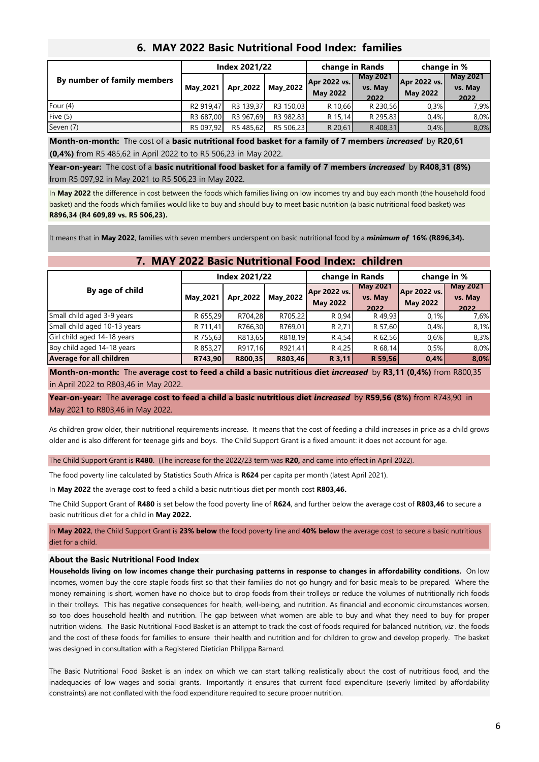## 6. MAY 2022 Basic Nutritional Food Index: families

| By number of family members | Index 2021/22 | | | change in Rands | | change in % | |
|---|---|---|---|---|---|---|---|
| | May_2021 | Apr_2022 | May_2022 | Apr 2022 vs. May 2022 | May 2021 vs. May 2022 | Apr 2022 vs. May 2022 | May 2021 vs. May 2022 |
| Four (4) | R2 919,47 | R3 139,37 | R3 150,03 | R 10,66 | R 230,56 | 0,3% | 7,9% |
| Five (5) | R3 687,00 | R3 967,69 | R3 982,83 | R 15,14 | R 295,83 | 0,4% | 8,0% |
| Seven (7) | R5 097,92 | R5 485,62 | R5 506,23 | R 20,61 | R 408,31 | 0,4% | 8,0% |

**Month-on-month:** The cost of a **basic nutritional food basket for a family of 7 members** ***increased*** by **R20,61 (0,4%)** from R5 485,62 in April 2022 to to R5 506,23 in May 2022.

**Year-on-year:** The cost of a **basic nutritional food basket for a family of 7 members** ***increased*** by **R408,31 (8%)** from R5 097,92 in May 2021 to R5 506,23 in May 2022.

In **May 2022** the difference in cost between the foods which families living on low incomes try and buy each month (the household food basket) and the foods which families would like to buy and should buy to meet basic nutrition (a basic nutritional food basket) was **R896,34 (R4 609,89 vs. R5 506,23).**

It means that in **May 2022**, families with seven members underspent on basic nutritional food by a ***minimum of*** **16% (R896,34).**

## 7. MAY 2022 Basic Nutritional Food Index: children

| By age of child | Index 2021/22 | | | change in Rands | | change in % | |
|---|---|---|---|---|---|---|---|
| | May_2021 | Apr_2022 | May_2022 | Apr 2022 vs. May 2022 | May 2021 vs. May 2022 | Apr 2022 vs. May 2022 | May 2021 vs. May 2022 |
| Small child aged 3-9 years | R 655,29 | R704,28 | R705,22 | R 0,94 | R 49,93 | 0,1% | 7,6% |
| Small child aged 10-13 years | R 711,41 | R766,30 | R769,01 | R 2,71 | R 57,60 | 0,4% | 8,1% |
| Girl child aged 14-18 years | R 755,63 | R813,65 | R818,19 | R 4,54 | R 62,56 | 0,6% | 8,3% |
| Boy child aged 14-18 years | R 853,27 | R917,16 | R921,41 | R 4,25 | R 68,14 | 0,5% | 8,0% |
| **Average for all children** | **R743,90** | **R800,35** | **R803,46** | **R 3,11** | **R 59,56** | **0,4%** | **8,0%** |

**Month-on-month:** The **average cost to feed a child a basic nutritious diet** ***increased*** by **R3,11 (0,4%)** from R800,35 in April 2022 to R803,46 in May 2022.

**Year-on-year:** The **average cost to feed a child a basic nutritious diet** ***increased*** by **R59,56 (8%)** from R743,90 in May 2021 to R803,46 in May 2022.

As children grow older, their nutritional requirements increase. It means that the cost of feeding a child increases in price as a child grows older and is also different for teenage girls and boys. The Child Support Grant is a fixed amount: it does not account for age.

The Child Support Grant is **R480**. (The increase for the 2022/23 term was **R20,** and came into effect in April 2022).

The food poverty line calculated by Statistics South Africa is **R624** per capita per month (latest April 2021).

In **May 2022** the average cost to feed a child a basic nutritious diet per month cost **R803,46.**

The Child Support Grant of **R480** is set below the food poverty line of **R624**, and further below the average cost of **R803,46** to secure a basic nutritious diet for a child in **May 2022.**

In **May 2022**, the Child Support Grant is **23% below** the food poverty line and **40% below** the average cost to secure a basic nutritious diet for a child.

### About the Basic Nutritional Food Index

**Households living on low incomes change their purchasing patterns in response to changes in affordability conditions.** On low incomes, women buy the core staple foods first so that their families do not go hungry and for basic meals to be prepared. Where the money remaining is short, women have no choice but to drop foods from their trolleys or reduce the volumes of nutritionally rich foods in their trolleys. This has negative consequences for health, well-being, and nutrition. As financial and economic circumstances worsen, so too does household health and nutrition. The gap between what women are able to buy and what they need to buy for proper nutrition widens. The Basic Nutritional Food Basket is an attempt to track the cost of foods required for balanced nutrition, *viz*. the foods and the cost of these foods for families to ensure their health and nutrition and for children to grow and develop properly. The basket was designed in consultation with a Registered Dietician Philippa Barnard.

The Basic Nutritional Food Basket is an index on which we can start talking realistically about the cost of nutritious food, and the inadequacies of low wages and social grants. Importantly it ensures that current food expenditure (severly limited by affordability constraints) are not conflated with the food expenditure required to secure proper nutrition.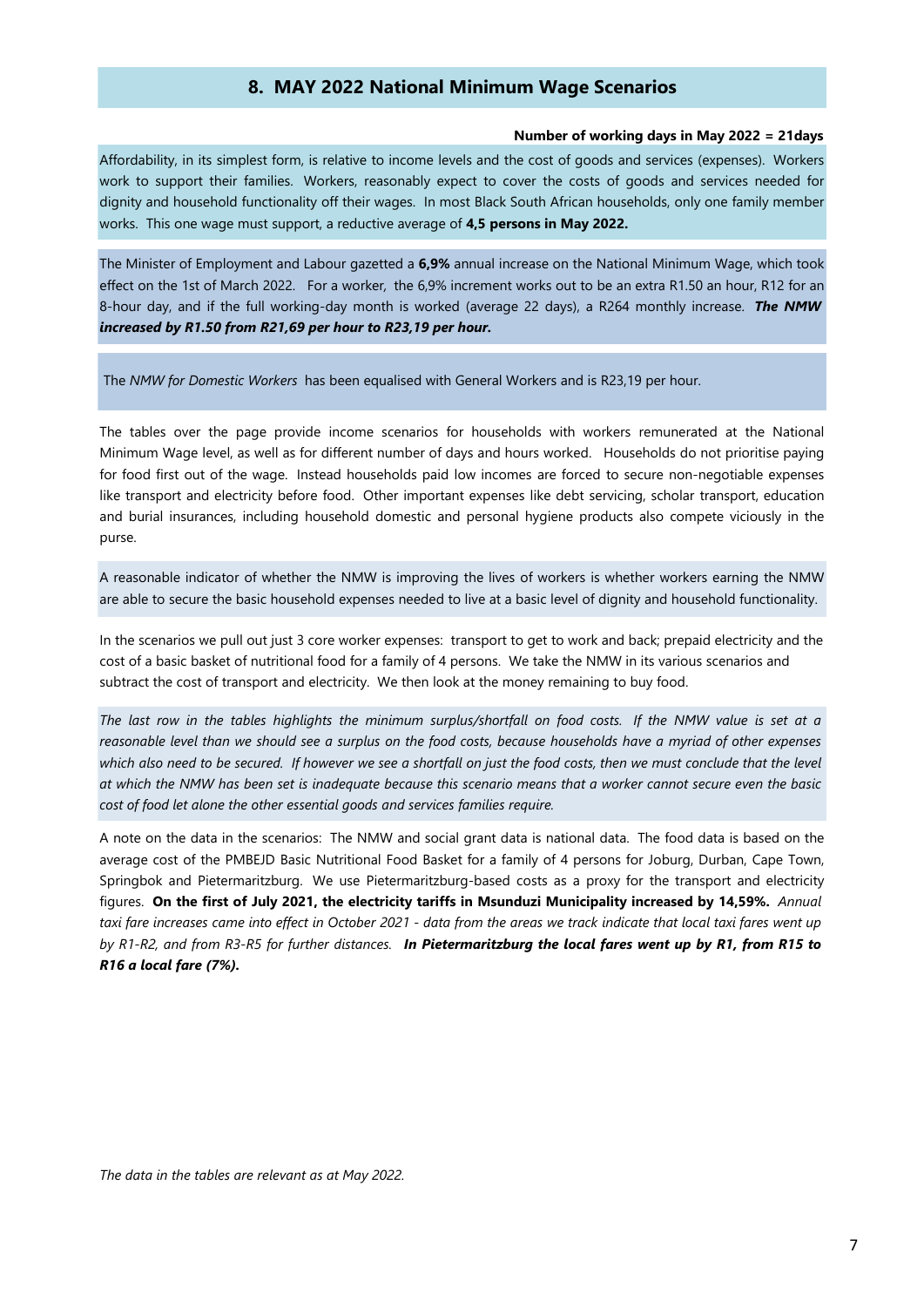## 8. MAY 2022 National Minimum Wage Scenarios

**Number of working days in May 2022 = 21days**

Affordability, in its simplest form, is relative to income levels and the cost of goods and services (expenses). Workers work to support their families. Workers, reasonably expect to cover the costs of goods and services needed for dignity and household functionality off their wages. In most Black South African households, only one family member works. This one wage must support, a reductive average of **4,5 persons in May 2022.**

The Minister of Employment and Labour gazetted a **6,9%** annual increase on the National Minimum Wage, which took effect on the 1st of March 2022. For a worker, the 6,9% increment works out to be an extra R1.50 an hour, R12 for an 8-hour day, and if the full working-day month is worked (average 22 days), a R264 monthly increase. ***The NMW increased by R1.50 from R21,69 per hour to R23,19 per hour.***

The *NMW for Domestic Workers* has been equalised with General Workers and is R23,19 per hour.

The tables over the page provide income scenarios for households with workers remunerated at the National Minimum Wage level, as well as for different number of days and hours worked. Households do not prioritise paying for food first out of the wage. Instead households paid low incomes are forced to secure non-negotiable expenses like transport and electricity before food. Other important expenses like debt servicing, scholar transport, education and burial insurances, including household domestic and personal hygiene products also compete viciously in the purse.

A reasonable indicator of whether the NMW is improving the lives of workers is whether workers earning the NMW are able to secure the basic household expenses needed to live at a basic level of dignity and household functionality.

In the scenarios we pull out just 3 core worker expenses: transport to get to work and back; prepaid electricity and the cost of a basic basket of nutritional food for a family of 4 persons. We take the NMW in its various scenarios and subtract the cost of transport and electricity. We then look at the money remaining to buy food.

*The last row in the tables highlights the minimum surplus/shortfall on food costs. If the NMW value is set at a reasonable level than we should see a surplus on the food costs, because households have a myriad of other expenses which also need to be secured. If however we see a shortfall on just the food costs, then we must conclude that the level at which the NMW has been set is inadequate because this scenario means that a worker cannot secure even the basic cost of food let alone the other essential goods and services families require.*

A note on the data in the scenarios: The NMW and social grant data is national data. The food data is based on the average cost of the PMBEJD Basic Nutritional Food Basket for a family of 4 persons for Joburg, Durban, Cape Town, Springbok and Pietermaritzburg. We use Pietermaritzburg-based costs as a proxy for the transport and electricity figures. **On the first of July 2021, the electricity tariffs in Msunduzi Municipality increased by 14,59%.** *Annual taxi fare increases came into effect in October 2021 - data from the areas we track indicate that local taxi fares went up by R1-R2, and from R3-R5 for further distances.* ***In Pietermaritzburg the local fares went up by R1, from R15 to R16 a local fare (7%).***

*The data in the tables are relevant as at May 2022.*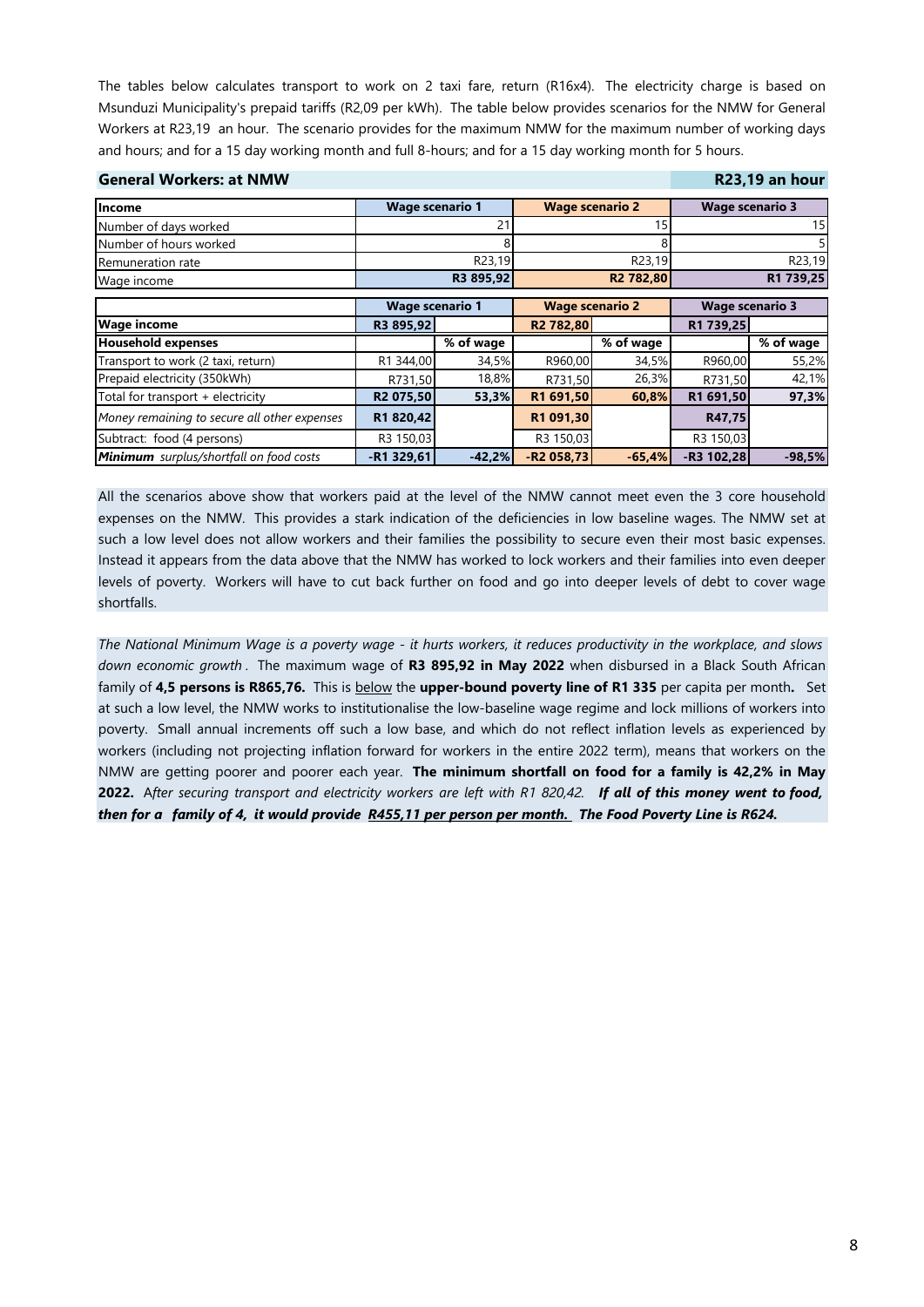The tables below calculates transport to work on 2 taxi fare, return (R16x4). The electricity charge is based on Msunduzi Municipality's prepaid tariffs (R2,09 per kWh). The table below provides scenarios for the NMW for General Workers at R23,19 an hour. The scenario provides for the maximum NMW for the maximum number of working days and hours; and for a 15 day working month and full 8-hours; and for a 15 day working month for 5 hours.

**General Workers: at NMW** — **R23,19 an hour**

| Income | Wage scenario 1 | Wage scenario 2 | Wage scenario 3 |
|---|---|---|---|
| Number of days worked | 21 | 15 | 15 |
| Number of hours worked | 8 | 8 | 5 |
| Remuneration rate | R23,19 | R23,19 | R23,19 |
| Wage income | **R3 895,92** | **R2 782,80** | **R1 739,25** |

| | Wage scenario 1 | | Wage scenario 2 | | Wage scenario 3 | |
|---|---|---|---|---|---|---|
| **Wage income** | R3 895,92 | | R2 782,80 | | R1 739,25 | |
| **Household expenses** | | **% of wage** | | **% of wage** | | **% of wage** |
| Transport to work (2 taxi, return) | R1 344,00 | 34,5% | R960,00 | 34,5% | R960,00 | 55,2% |
| Prepaid electricity (350kWh) | R731,50 | 18,8% | R731,50 | 26,3% | R731,50 | 42,1% |
| Total for transport + electricity | **R2 075,50** | **53,3%** | **R1 691,50** | **60,8%** | **R1 691,50** | **97,3%** |
| *Money remaining to secure all other expenses* | **R1 820,42** | | **R1 091,30** | | **R47,75** | |
| Subtract: food (4 persons) | R3 150,03 | | R3 150,03 | | R3 150,03 | |
| ***Minimum** surplus/shortfall on food costs* | **-R1 329,61** | **-42,2%** | **-R2 058,73** | **-65,4%** | **-R3 102,28** | **-98,5%** |

All the scenarios above show that workers paid at the level of the NMW cannot meet even the 3 core household expenses on the NMW. This provides a stark indication of the deficiencies in low baseline wages. The NMW set at such a low level does not allow workers and their families the possibility to secure even their most basic expenses. Instead it appears from the data above that the NMW has worked to lock workers and their families into even deeper levels of poverty. Workers will have to cut back further on food and go into deeper levels of debt to cover wage shortfalls.

*The National Minimum Wage is a poverty wage - it hurts workers, it reduces productivity in the workplace, and slows down economic growth*. The maximum wage of **R3 895,92 in May 2022** when disbursed in a Black South African family of **4,5 persons is R865,76.** This is below the **upper-bound poverty line of R1 335** per capita per month**.** Set at such a low level, the NMW works to institutionalise the low-baseline wage regime and lock millions of workers into poverty. Small annual increments off such a low base, and which do not reflect inflation levels as experienced by workers (including not projecting inflation forward for workers in the entire 2022 term), means that workers on the NMW are getting poorer and poorer each year. **The minimum shortfall on food for a family is 42,2% in May 2022.** *After securing transport and electricity workers are left with R1 820,42.* ***If all of this money went to food, then for a family of 4, it would provide R455,11 per person per month. The Food Poverty Line is R624.***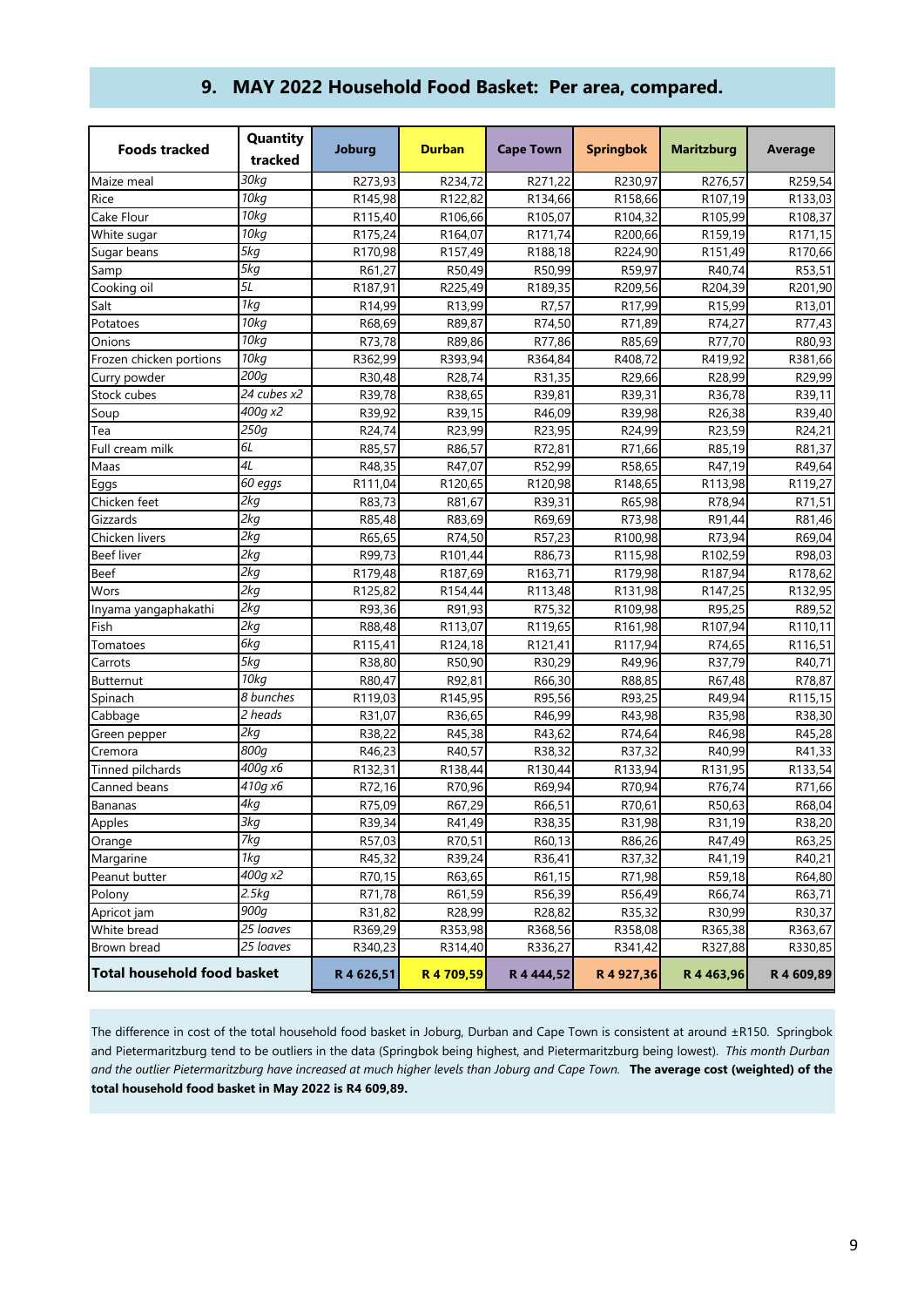## 9. MAY 2022 Household Food Basket: Per area, compared.

| Foods tracked | Quantity tracked | Joburg | Durban | Cape Town | Springbok | Maritzburg | Average |
|---|---|---|---|---|---|---|---|
| Maize meal | *30kg* | R273,93 | R234,72 | R271,22 | R230,97 | R276,57 | R259,54 |
| Rice | *10kg* | R145,98 | R122,82 | R134,66 | R158,66 | R107,19 | R133,03 |
| Cake Flour | *10kg* | R115,40 | R106,66 | R105,07 | R104,32 | R105,99 | R108,37 |
| White sugar | *10kg* | R175,24 | R164,07 | R171,74 | R200,66 | R159,19 | R171,15 |
| Sugar beans | *5kg* | R170,98 | R157,49 | R188,18 | R224,90 | R151,49 | R170,66 |
| Samp | *5kg* | R61,27 | R50,49 | R50,99 | R59,97 | R40,74 | R53,51 |
| Cooking oil | *5L* | R187,91 | R225,49 | R189,35 | R209,56 | R204,39 | R201,90 |
| Salt | *1kg* | R14,99 | R13,99 | R7,57 | R17,99 | R15,99 | R13,01 |
| Potatoes | *10kg* | R68,69 | R89,87 | R74,50 | R71,89 | R74,27 | R77,43 |
| Onions | *10kg* | R73,78 | R89,86 | R77,86 | R85,69 | R77,70 | R80,93 |
| Frozen chicken portions | *10kg* | R362,99 | R393,94 | R364,84 | R408,72 | R419,92 | R381,66 |
| Curry powder | *200g* | R30,48 | R28,74 | R31,35 | R29,66 | R28,99 | R29,99 |
| Stock cubes | *24 cubes x2* | R39,78 | R38,65 | R39,81 | R39,31 | R36,78 | R39,11 |
| Soup | *400g x2* | R39,92 | R39,15 | R46,09 | R39,98 | R26,38 | R39,40 |
| Tea | *250g* | R24,74 | R23,99 | R23,95 | R24,99 | R23,59 | R24,21 |
| Full cream milk | *6L* | R85,57 | R86,57 | R72,81 | R71,66 | R85,19 | R81,37 |
| Maas | *4L* | R48,35 | R47,07 | R52,99 | R58,65 | R47,19 | R49,64 |
| Eggs | *60 eggs* | R111,04 | R120,65 | R120,98 | R148,65 | R113,98 | R119,27 |
| Chicken feet | *2kg* | R83,73 | R81,67 | R39,31 | R65,98 | R78,94 | R71,51 |
| Gizzards | *2kg* | R85,48 | R83,69 | R69,69 | R73,98 | R91,44 | R81,46 |
| Chicken livers | *2kg* | R65,65 | R74,50 | R57,23 | R100,98 | R73,94 | R69,04 |
| Beef liver | *2kg* | R99,73 | R101,44 | R86,73 | R115,98 | R102,59 | R98,03 |
| Beef | *2kg* | R179,48 | R187,69 | R163,71 | R179,98 | R187,94 | R178,62 |
| Wors | *2kg* | R125,82 | R154,44 | R113,48 | R131,98 | R147,25 | R132,95 |
| Inyama yangaphakathi | *2kg* | R93,36 | R91,93 | R75,32 | R109,98 | R95,25 | R89,52 |
| Fish | *2kg* | R88,48 | R113,07 | R119,65 | R161,98 | R107,94 | R110,11 |
| Tomatoes | *6kg* | R115,41 | R124,18 | R121,41 | R117,94 | R74,65 | R116,51 |
| Carrots | *5kg* | R38,80 | R50,90 | R30,29 | R49,96 | R37,79 | R40,71 |
| Butternut | *10kg* | R80,47 | R92,81 | R66,30 | R88,85 | R67,48 | R78,87 |
| Spinach | *8 bunches* | R119,03 | R145,95 | R95,56 | R93,25 | R49,94 | R115,15 |
| Cabbage | *2 heads* | R31,07 | R36,65 | R46,99 | R43,98 | R35,98 | R38,30 |
| Green pepper | *2kg* | R38,22 | R45,38 | R43,62 | R74,64 | R46,98 | R45,28 |
| Cremora | *800g* | R46,23 | R40,57 | R38,32 | R37,32 | R40,99 | R41,33 |
| Tinned pilchards | *400g x6* | R132,31 | R138,44 | R130,44 | R133,94 | R131,95 | R133,54 |
| Canned beans | *410g x6* | R72,16 | R70,96 | R69,94 | R70,94 | R76,74 | R71,66 |
| Bananas | *4kg* | R75,09 | R67,29 | R66,51 | R70,61 | R50,63 | R68,04 |
| Apples | *3kg* | R39,34 | R41,49 | R38,35 | R31,98 | R31,19 | R38,20 |
| Orange | *7kg* | R57,03 | R70,51 | R60,13 | R86,26 | R47,49 | R63,25 |
| Margarine | *1kg* | R45,32 | R39,24 | R36,41 | R37,32 | R41,19 | R40,21 |
| Peanut butter | *400g x2* | R70,15 | R63,65 | R61,15 | R71,98 | R59,18 | R64,80 |
| Polony | *2.5kg* | R71,78 | R61,59 | R56,39 | R56,49 | R66,74 | R63,71 |
| Apricot jam | *900g* | R31,82 | R28,99 | R28,82 | R35,32 | R30,99 | R30,37 |
| White bread | *25 loaves* | R369,29 | R353,98 | R368,56 | R358,08 | R365,38 | R363,67 |
| Brown bread | *25 loaves* | R340,23 | R314,40 | R336,27 | R341,42 | R327,88 | R330,85 |
| **Total household food basket** | | **R 4 626,51** | **R 4 709,59** | **R 4 444,52** | **R 4 927,36** | **R 4 463,96** | **R 4 609,89** |

The difference in cost of the total household food basket in Joburg, Durban and Cape Town is consistent at around ±R150. Springbok and Pietermaritzburg tend to be outliers in the data (Springbok being highest, and Pietermaritzburg being lowest). *This month Durban and the outlier Pietermaritzburg have increased at much higher levels than Joburg and Cape Town.* **The average cost (weighted) of the total household food basket in May 2022 is R4 609,89.**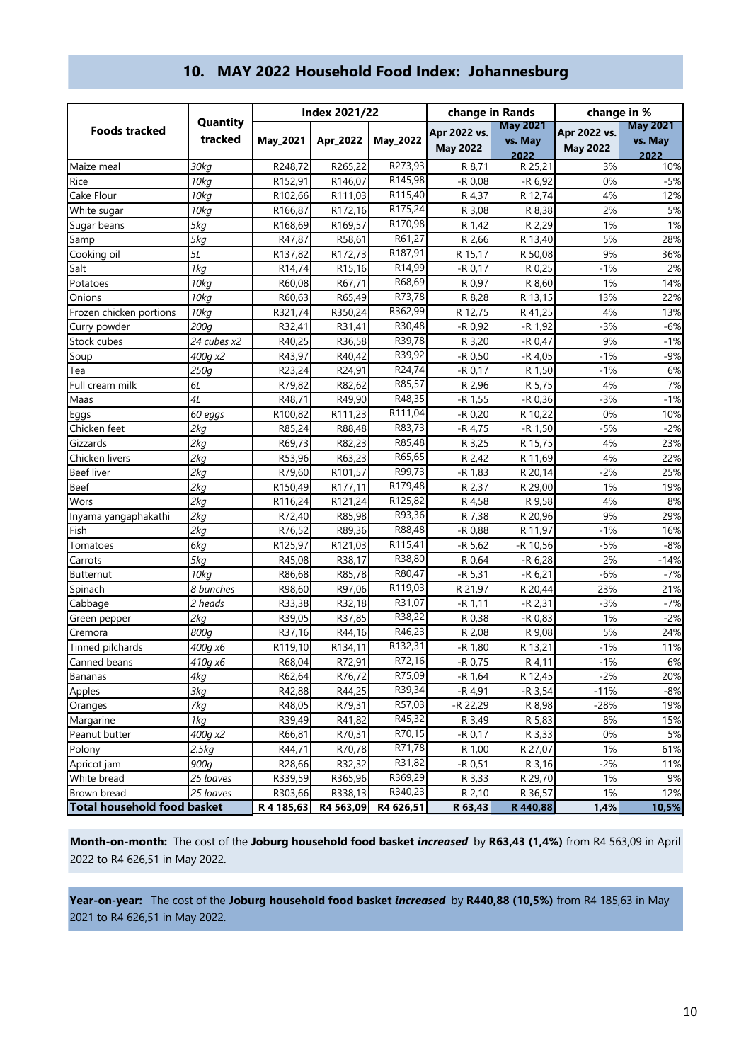## 10. MAY 2022 Household Food Index: Johannesburg

| Foods tracked | Quantity tracked | Index 2021/22 | | | change in Rands | | change in % | |
|---|---|---|---|---|---|---|---|---|
| | | May_2021 | Apr_2022 | May_2022 | Apr 2022 vs. May 2022 | May 2021 vs. May 2022 | Apr 2022 vs. May 2022 | May 2021 vs. May 2022 |
| Maize meal | *30kg* | R248,72 | R265,22 | R273,93 | R 8,71 | R 25,21 | 3% | 10% |
| Rice | *10kg* | R152,91 | R146,07 | R145,98 | -R 0,08 | -R 6,92 | 0% | -5% |
| Cake Flour | *10kg* | R102,66 | R111,03 | R115,40 | R 4,37 | R 12,74 | 4% | 12% |
| White sugar | *10kg* | R166,87 | R172,16 | R175,24 | R 3,08 | R 8,38 | 2% | 5% |
| Sugar beans | *5kg* | R168,69 | R169,57 | R170,98 | R 1,42 | R 2,29 | 1% | 1% |
| Samp | *5kg* | R47,87 | R58,61 | R61,27 | R 2,66 | R 13,40 | 5% | 28% |
| Cooking oil | *5L* | R137,82 | R172,73 | R187,91 | R 15,17 | R 50,08 | 9% | 36% |
| Salt | *1kg* | R14,74 | R15,16 | R14,99 | -R 0,17 | R 0,25 | -1% | 2% |
| Potatoes | *10kg* | R60,08 | R67,71 | R68,69 | R 0,97 | R 8,60 | 1% | 14% |
| Onions | *10kg* | R60,63 | R65,49 | R73,78 | R 8,28 | R 13,15 | 13% | 22% |
| Frozen chicken portions | *10kg* | R321,74 | R350,24 | R362,99 | R 12,75 | R 41,25 | 4% | 13% |
| Curry powder | *200g* | R32,41 | R31,41 | R30,48 | -R 0,92 | -R 1,92 | -3% | -6% |
| Stock cubes | *24 cubes x2* | R40,25 | R36,58 | R39,78 | R 3,20 | -R 0,47 | 9% | -1% |
| Soup | *400g x2* | R43,97 | R40,42 | R39,92 | -R 0,50 | -R 4,05 | -1% | -9% |
| Tea | *250g* | R23,24 | R24,91 | R24,74 | -R 0,17 | R 1,50 | -1% | 6% |
| Full cream milk | *6L* | R79,82 | R82,62 | R85,57 | R 2,96 | R 5,75 | 4% | 7% |
| Maas | *4L* | R48,71 | R49,90 | R48,35 | -R 1,55 | -R 0,36 | -3% | -1% |
| Eggs | *60 eggs* | R100,82 | R111,23 | R111,04 | -R 0,20 | R 10,22 | 0% | 10% |
| Chicken feet | *2kg* | R85,24 | R88,48 | R83,73 | -R 4,75 | -R 1,50 | -5% | -2% |
| Gizzards | *2kg* | R69,73 | R82,23 | R85,48 | R 3,25 | R 15,75 | 4% | 23% |
| Chicken livers | *2kg* | R53,96 | R63,23 | R65,65 | R 2,42 | R 11,69 | 4% | 22% |
| Beef liver | *2kg* | R79,60 | R101,57 | R99,73 | -R 1,83 | R 20,14 | -2% | 25% |
| Beef | *2kg* | R150,49 | R177,11 | R179,48 | R 2,37 | R 29,00 | 1% | 19% |
| Wors | *2kg* | R116,24 | R121,24 | R125,82 | R 4,58 | R 9,58 | 4% | 8% |
| Inyama yangaphakathi | *2kg* | R72,40 | R85,98 | R93,36 | R 7,38 | R 20,96 | 9% | 29% |
| Fish | *2kg* | R76,52 | R89,36 | R88,48 | -R 0,88 | R 11,97 | -1% | 16% |
| Tomatoes | *6kg* | R125,97 | R121,03 | R115,41 | -R 5,62 | -R 10,56 | -5% | -8% |
| Carrots | *5kg* | R45,08 | R38,17 | R38,80 | R 0,64 | -R 6,28 | 2% | -14% |
| Butternut | *10kg* | R86,68 | R85,78 | R80,47 | -R 5,31 | -R 6,21 | -6% | -7% |
| Spinach | *8 bunches* | R98,60 | R97,06 | R119,03 | R 21,97 | R 20,44 | 23% | 21% |
| Cabbage | *2 heads* | R33,38 | R32,18 | R31,07 | -R 1,11 | -R 2,31 | -3% | -7% |
| Green pepper | *2kg* | R39,05 | R37,85 | R38,22 | R 0,38 | -R 0,83 | 1% | -2% |
| Cremora | *800g* | R37,16 | R44,16 | R46,23 | R 2,08 | R 9,08 | 5% | 24% |
| Tinned pilchards | *400g x6* | R119,10 | R134,11 | R132,31 | -R 1,80 | R 13,21 | -1% | 11% |
| Canned beans | *410g x6* | R68,04 | R72,91 | R72,16 | -R 0,75 | R 4,11 | -1% | 6% |
| Bananas | *4kg* | R62,64 | R76,72 | R75,09 | -R 1,64 | R 12,45 | -2% | 20% |
| Apples | *3kg* | R42,88 | R44,25 | R39,34 | -R 4,91 | -R 3,54 | -11% | -8% |
| Oranges | *7kg* | R48,05 | R79,31 | R57,03 | -R 22,29 | R 8,98 | -28% | 19% |
| Margarine | *1kg* | R39,49 | R41,82 | R45,32 | R 3,49 | R 5,83 | 8% | 15% |
| Peanut butter | *400g x2* | R66,81 | R70,31 | R70,15 | -R 0,17 | R 3,33 | 0% | 5% |
| Polony | *2.5kg* | R44,71 | R70,78 | R71,78 | R 1,00 | R 27,07 | 1% | 61% |
| Apricot jam | *900g* | R28,66 | R32,32 | R31,82 | -R 0,51 | R 3,16 | -2% | 11% |
| White bread | *25 loaves* | R339,59 | R365,96 | R369,29 | R 3,33 | R 29,70 | 1% | 9% |
| Brown bread | *25 loaves* | R303,66 | R338,13 | R340,23 | R 2,10 | R 36,57 | 1% | 12% |
| **Total household food basket** | | **R 4 185,63** | **R4 563,09** | **R4 626,51** | **R 63,43** | **R 440,88** | **1,4%** | **10,5%** |

**Month-on-month:** The cost of the **Joburg household food basket *increased*** by **R63,43 (1,4%)** from R4 563,09 in April 2022 to R4 626,51 in May 2022.

**Year-on-year:** The cost of the **Joburg household food basket *increased*** by **R440,88 (10,5%)** from R4 185,63 in May 2021 to R4 626,51 in May 2022.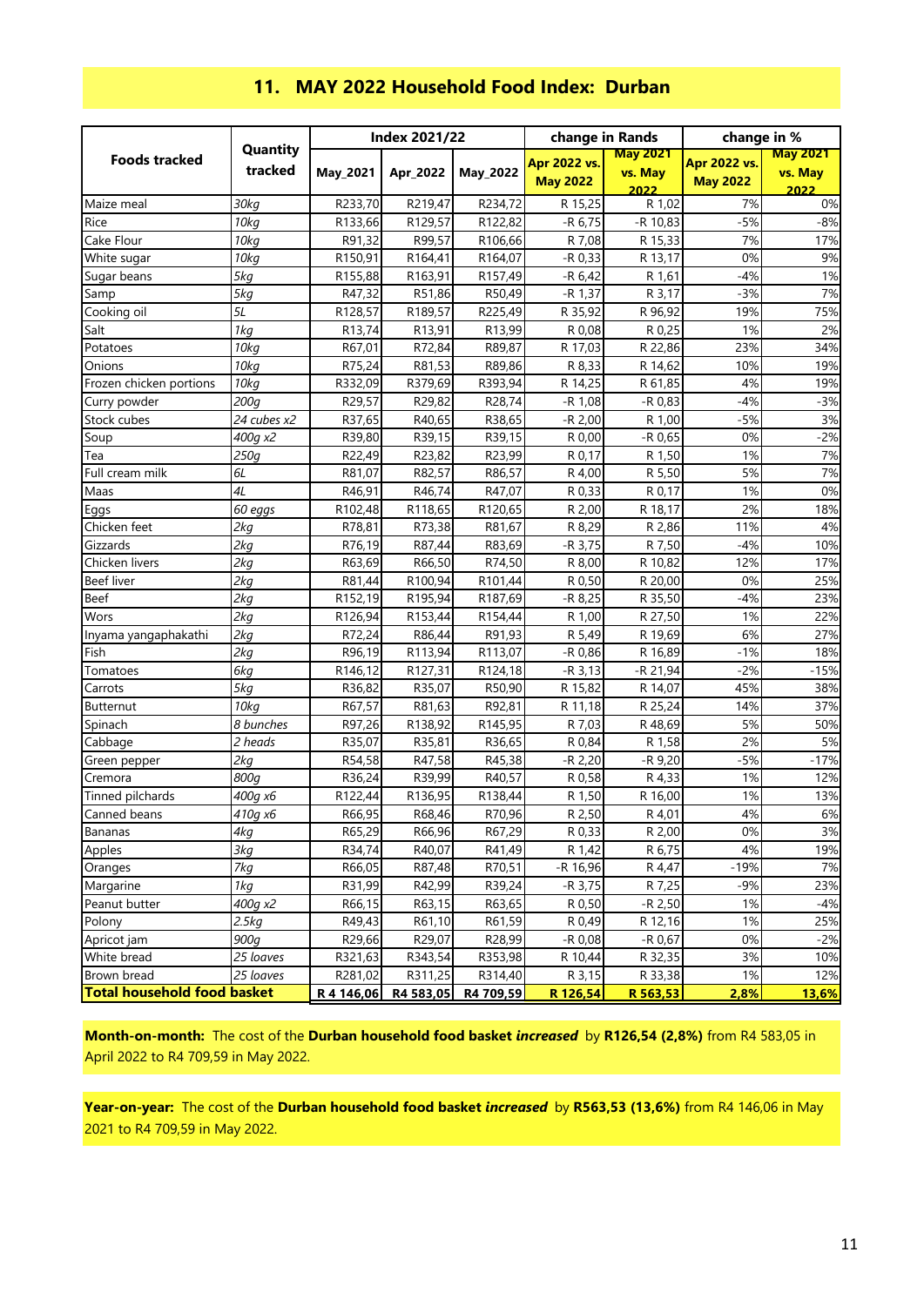## 11. MAY 2022 Household Food Index: Durban

| Foods tracked | Quantity tracked | Index 2021/22 | | | change in Rands | | change in % | |
|---|---|---|---|---|---|---|---|---|
| | | May_2021 | Apr_2022 | May_2022 | Apr 2022 vs. May 2022 | May 2021 vs. May 2022 | Apr 2022 vs. May 2022 | May 2021 vs. May 2022 |
| Maize meal | *30kg* | R233,70 | R219,47 | R234,72 | R 15,25 | R 1,02 | 7% | 0% |
| Rice | *10kg* | R133,66 | R129,57 | R122,82 | -R 6,75 | -R 10,83 | -5% | -8% |
| Cake Flour | *10kg* | R91,32 | R99,57 | R106,66 | R 7,08 | R 15,33 | 7% | 17% |
| White sugar | *10kg* | R150,91 | R164,41 | R164,07 | -R 0,33 | R 13,17 | 0% | 9% |
| Sugar beans | *5kg* | R155,88 | R163,91 | R157,49 | -R 6,42 | R 1,61 | -4% | 1% |
| Samp | *5kg* | R47,32 | R51,86 | R50,49 | -R 1,37 | R 3,17 | -3% | 7% |
| Cooking oil | *5L* | R128,57 | R189,57 | R225,49 | R 35,92 | R 96,92 | 19% | 75% |
| Salt | *1kg* | R13,74 | R13,91 | R13,99 | R 0,08 | R 0,25 | 1% | 2% |
| Potatoes | *10kg* | R67,01 | R72,84 | R89,87 | R 17,03 | R 22,86 | 23% | 34% |
| Onions | *10kg* | R75,24 | R81,53 | R89,86 | R 8,33 | R 14,62 | 10% | 19% |
| Frozen chicken portions | *10kg* | R332,09 | R379,69 | R393,94 | R 14,25 | R 61,85 | 4% | 19% |
| Curry powder | *200g* | R29,57 | R29,82 | R28,74 | -R 1,08 | -R 0,83 | -4% | -3% |
| Stock cubes | *24 cubes x2* | R37,65 | R40,65 | R38,65 | -R 2,00 | R 1,00 | -5% | 3% |
| Soup | *400g x2* | R39,80 | R39,15 | R39,15 | R 0,00 | -R 0,65 | 0% | -2% |
| Tea | *250g* | R22,49 | R23,82 | R23,99 | R 0,17 | R 1,50 | 1% | 7% |
| Full cream milk | *6L* | R81,07 | R82,57 | R86,57 | R 4,00 | R 5,50 | 5% | 7% |
| Maas | *4L* | R46,91 | R46,74 | R47,07 | R 0,33 | R 0,17 | 1% | 0% |
| Eggs | *60 eggs* | R102,48 | R118,65 | R120,65 | R 2,00 | R 18,17 | 2% | 18% |
| Chicken feet | *2kg* | R78,81 | R73,38 | R81,67 | R 8,29 | R 2,86 | 11% | 4% |
| Gizzards | *2kg* | R76,19 | R87,44 | R83,69 | -R 3,75 | R 7,50 | -4% | 10% |
| Chicken livers | *2kg* | R63,69 | R66,50 | R74,50 | R 8,00 | R 10,82 | 12% | 17% |
| Beef liver | *2kg* | R81,44 | R100,94 | R101,44 | R 0,50 | R 20,00 | 0% | 25% |
| Beef | *2kg* | R152,19 | R195,94 | R187,69 | -R 8,25 | R 35,50 | -4% | 23% |
| Wors | *2kg* | R126,94 | R153,44 | R154,44 | R 1,00 | R 27,50 | 1% | 22% |
| Inyama yangaphakathi | *2kg* | R72,24 | R86,44 | R91,93 | R 5,49 | R 19,69 | 6% | 27% |
| Fish | *2kg* | R96,19 | R113,94 | R113,07 | -R 0,86 | R 16,89 | -1% | 18% |
| Tomatoes | *6kg* | R146,12 | R127,31 | R124,18 | -R 3,13 | -R 21,94 | -2% | -15% |
| Carrots | *5kg* | R36,82 | R35,07 | R50,90 | R 15,82 | R 14,07 | 45% | 38% |
| Butternut | *10kg* | R67,57 | R81,63 | R92,81 | R 11,18 | R 25,24 | 14% | 37% |
| Spinach | *8 bunches* | R97,26 | R138,92 | R145,95 | R 7,03 | R 48,69 | 5% | 50% |
| Cabbage | *2 heads* | R35,07 | R35,81 | R36,65 | R 0,84 | R 1,58 | 2% | 5% |
| Green pepper | *2kg* | R54,58 | R47,58 | R45,38 | -R 2,20 | -R 9,20 | -5% | -17% |
| Cremora | *800g* | R36,24 | R39,99 | R40,57 | R 0,58 | R 4,33 | 1% | 12% |
| Tinned pilchards | *400g x6* | R122,44 | R136,95 | R138,44 | R 1,50 | R 16,00 | 1% | 13% |
| Canned beans | *410g x6* | R66,95 | R68,46 | R70,96 | R 2,50 | R 4,01 | 4% | 6% |
| Bananas | *4kg* | R65,29 | R66,96 | R67,29 | R 0,33 | R 2,00 | 0% | 3% |
| Apples | *3kg* | R34,74 | R40,07 | R41,49 | R 1,42 | R 6,75 | 4% | 19% |
| Oranges | *7kg* | R66,05 | R87,48 | R70,51 | -R 16,96 | R 4,47 | -19% | 7% |
| Margarine | *1kg* | R31,99 | R42,99 | R39,24 | -R 3,75 | R 7,25 | -9% | 23% |
| Peanut butter | *400g x2* | R66,15 | R63,15 | R63,65 | R 0,50 | -R 2,50 | 1% | -4% |
| Polony | *2.5kg* | R49,43 | R61,10 | R61,59 | R 0,49 | R 12,16 | 1% | 25% |
| Apricot jam | *900g* | R29,66 | R29,07 | R28,99 | -R 0,08 | -R 0,67 | 0% | -2% |
| White bread | *25 loaves* | R321,63 | R343,54 | R353,98 | R 10,44 | R 32,35 | 3% | 10% |
| Brown bread | *25 loaves* | R281,02 | R311,25 | R314,40 | R 3,15 | R 33,38 | 1% | 12% |
| **Total household food basket** | | **R 4 146,06** | **R4 583,05** | **R4 709,59** | **R 126,54** | **R 563,53** | **2,8%** | **13,6%** |

**Month-on-month:** The cost of the **Durban household food basket *increased*** by **R126,54 (2,8%)** from R4 583,05 in April 2022 to R4 709,59 in May 2022.

**Year-on-year:** The cost of the **Durban household food basket *increased*** by **R563,53 (13,6%)** from R4 146,06 in May 2021 to R4 709,59 in May 2022.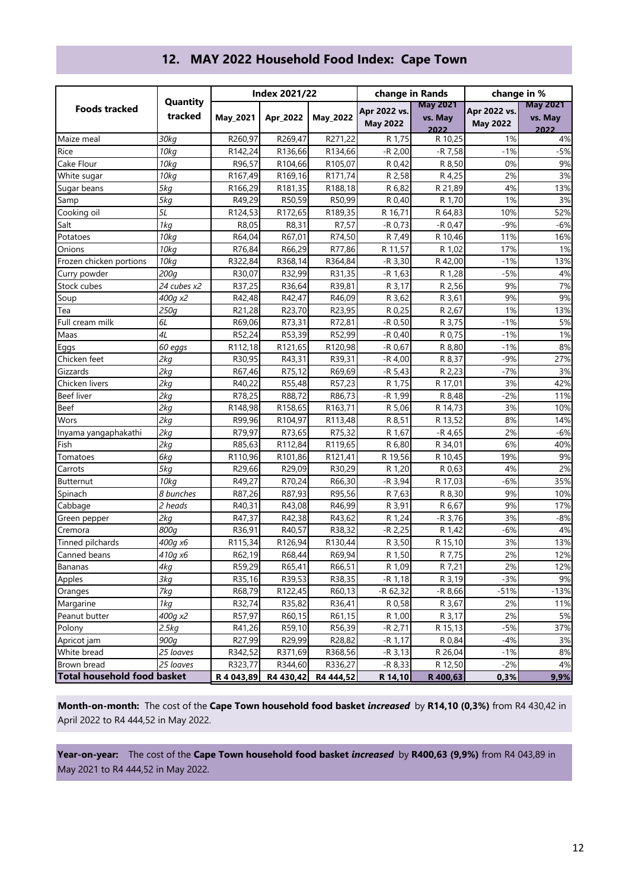## 12. MAY 2022 Household Food Index: Cape Town

| Foods tracked | Quantity tracked | Index 2021/22 | | | change in Rands | | change in % | |
|---|---|---|---|---|---|---|---|---|
| | | May_2021 | Apr_2022 | May_2022 | Apr 2022 vs. May 2022 | May 2021 vs. May 2022 | Apr 2022 vs. May 2022 | May 2021 vs. May 2022 |
| Maize meal | *30kg* | R260,97 | R269,47 | R271,22 | R 1,75 | R 10,25 | 1% | 4% |
| Rice | *10kg* | R142,24 | R136,66 | R134,66 | -R 2,00 | -R 7,58 | -1% | -5% |
| Cake Flour | *10kg* | R96,57 | R104,66 | R105,07 | R 0,42 | R 8,50 | 0% | 9% |
| White sugar | *10kg* | R167,49 | R169,16 | R171,74 | R 2,58 | R 4,25 | 2% | 3% |
| Sugar beans | *5kg* | R166,29 | R181,35 | R188,18 | R 6,82 | R 21,89 | 4% | 13% |
| Samp | *5kg* | R49,29 | R50,59 | R50,99 | R 0,40 | R 1,70 | 1% | 3% |
| Cooking oil | *5L* | R124,53 | R172,65 | R189,35 | R 16,71 | R 64,83 | 10% | 52% |
| Salt | *1kg* | R8,05 | R8,31 | R7,57 | -R 0,73 | -R 0,47 | -9% | -6% |
| Potatoes | *10kg* | R64,04 | R67,01 | R74,50 | R 7,49 | R 10,46 | 11% | 16% |
| Onions | *10kg* | R76,84 | R66,29 | R77,86 | R 11,57 | R 1,02 | 17% | 1% |
| Frozen chicken portions | *10kg* | R322,84 | R368,14 | R364,84 | -R 3,30 | R 42,00 | -1% | 13% |
| Curry powder | *200g* | R30,07 | R32,99 | R31,35 | -R 1,63 | R 1,28 | -5% | 4% |
| Stock cubes | *24 cubes x2* | R37,25 | R36,64 | R39,81 | R 3,17 | R 2,56 | 9% | 7% |
| Soup | *400g x2* | R42,48 | R42,47 | R46,09 | R 3,62 | R 3,61 | 9% | 9% |
| Tea | *250g* | R21,28 | R23,70 | R23,95 | R 0,25 | R 2,67 | 1% | 13% |
| Full cream milk | *6L* | R69,06 | R73,31 | R72,81 | -R 0,50 | R 3,75 | -1% | 5% |
| Maas | *4L* | R52,24 | R53,39 | R52,99 | -R 0,40 | R 0,75 | -1% | 1% |
| Eggs | *60 eggs* | R112,18 | R121,65 | R120,98 | -R 0,67 | R 8,80 | -1% | 8% |
| Chicken feet | *2kg* | R30,95 | R43,31 | R39,31 | -R 4,00 | R 8,37 | -9% | 27% |
| Gizzards | *2kg* | R67,46 | R75,12 | R69,69 | -R 5,43 | R 2,23 | -7% | 3% |
| Chicken livers | *2kg* | R40,22 | R55,48 | R57,23 | R 1,75 | R 17,01 | 3% | 42% |
| Beef liver | *2kg* | R78,25 | R88,72 | R86,73 | -R 1,99 | R 8,48 | -2% | 11% |
| Beef | *2kg* | R148,98 | R158,65 | R163,71 | R 5,06 | R 14,73 | 3% | 10% |
| Wors | *2kg* | R99,96 | R104,97 | R113,48 | R 8,51 | R 13,52 | 8% | 14% |
| Inyama yangaphakathi | *2kg* | R79,97 | R73,65 | R75,32 | R 1,67 | -R 4,65 | 2% | -6% |
| Fish | *2kg* | R85,63 | R112,84 | R119,65 | R 6,80 | R 34,01 | 6% | 40% |
| Tomatoes | *6kg* | R110,96 | R101,86 | R121,41 | R 19,56 | R 10,45 | 19% | 9% |
| Carrots | *5kg* | R29,66 | R29,09 | R30,29 | R 1,20 | R 0,63 | 4% | 2% |
| Butternut | *10kg* | R49,27 | R70,24 | R66,30 | -R 3,94 | R 17,03 | -6% | 35% |
| Spinach | *8 bunches* | R87,26 | R87,93 | R95,56 | R 7,63 | R 8,30 | 9% | 10% |
| Cabbage | *2 heads* | R40,31 | R43,08 | R46,99 | R 3,91 | R 6,67 | 9% | 17% |
| Green pepper | *2kg* | R47,37 | R42,38 | R43,62 | R 1,24 | -R 3,76 | 3% | -8% |
| Cremora | *800g* | R36,91 | R40,57 | R38,32 | -R 2,25 | R 1,42 | -6% | 4% |
| Tinned pilchards | *400g x6* | R115,34 | R126,94 | R130,44 | R 3,50 | R 15,10 | 3% | 13% |
| Canned beans | *410g x6* | R62,19 | R68,44 | R69,94 | R 1,50 | R 7,75 | 2% | 12% |
| Bananas | *4kg* | R59,29 | R65,41 | R66,51 | R 1,09 | R 7,21 | 2% | 12% |
| Apples | *3kg* | R35,16 | R39,53 | R38,35 | -R 1,18 | R 3,19 | -3% | 9% |
| Oranges | *7kg* | R68,79 | R122,45 | R60,13 | -R 62,32 | -R 8,66 | -51% | -13% |
| Margarine | *1kg* | R32,74 | R35,82 | R36,41 | R 0,58 | R 3,67 | 2% | 11% |
| Peanut butter | *400g x2* | R57,97 | R60,15 | R61,15 | R 1,00 | R 3,17 | 2% | 5% |
| Polony | *2.5kg* | R41,26 | R59,10 | R56,39 | -R 2,71 | R 15,13 | -5% | 37% |
| Apricot jam | *900g* | R27,99 | R29,99 | R28,82 | -R 1,17 | R 0,84 | -4% | 3% |
| White bread | *25 loaves* | R342,52 | R371,69 | R368,56 | -R 3,13 | R 26,04 | -1% | 8% |
| Brown bread | *25 loaves* | R323,77 | R344,60 | R336,27 | -R 8,33 | R 12,50 | -2% | 4% |
| **Total household food basket** | | **R 4 043,89** | **R4 430,42** | **R4 444,52** | **R 14,10** | **R 400,63** | **0,3%** | **9,9%** |

**Month-on-month:** The cost of the **Cape Town household food basket *increased*** by **R14,10 (0,3%)** from R4 430,42 in April 2022 to R4 444,52 in May 2022.

**Year-on-year:** The cost of the **Cape Town household food basket *increased*** by **R400,63 (9,9%)** from R4 043,89 in May 2021 to R4 444,52 in May 2022.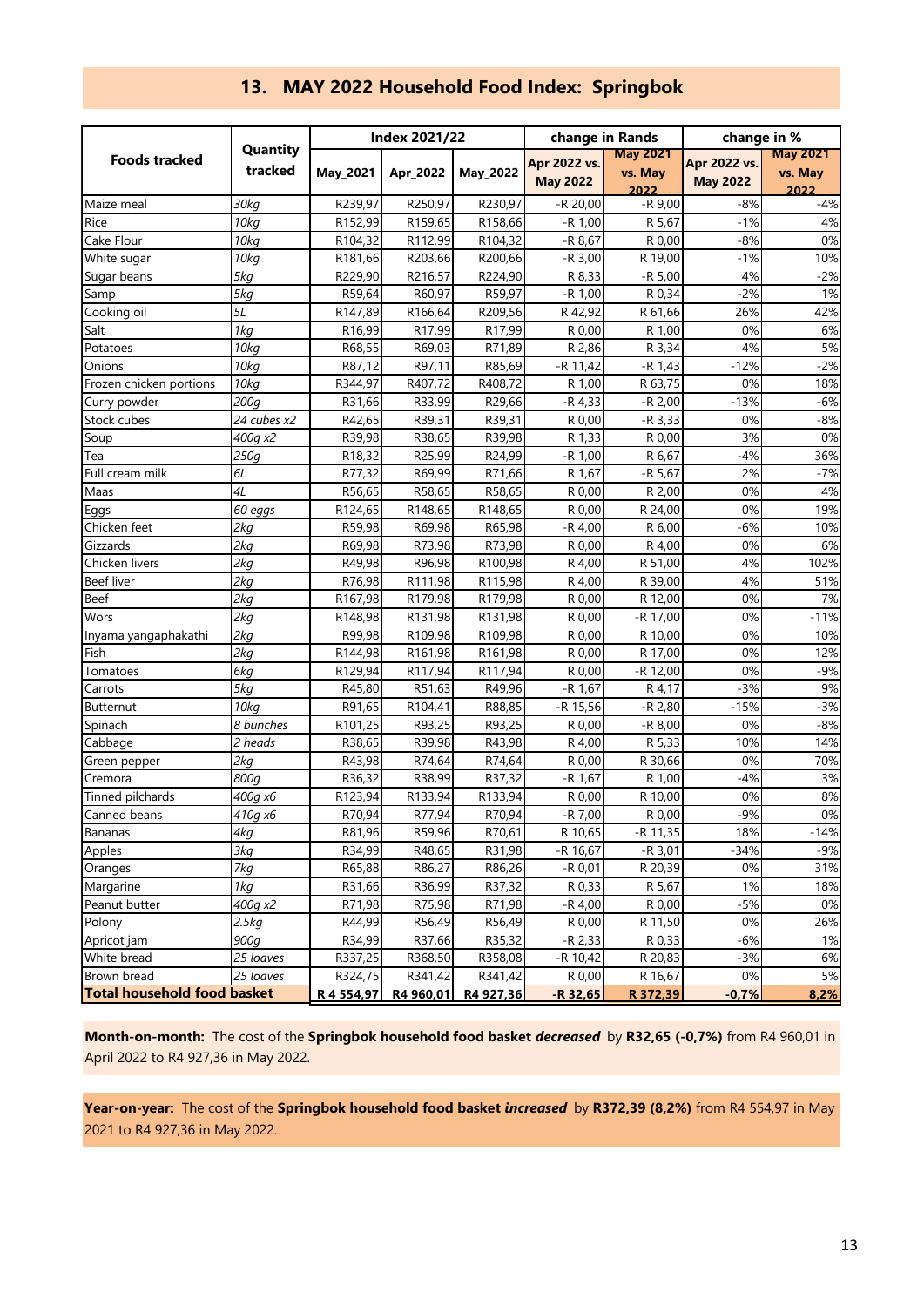## 13. MAY 2022 Household Food Index: Springbok

| Foods tracked | Quantity tracked | Index 2021/22 | | | change in Rands | | change in % | |
|---|---|---|---|---|---|---|---|---|
| | | May_2021 | Apr_2022 | May_2022 | Apr 2022 vs. May 2022 | May 2021 vs. May 2022 | Apr 2022 vs. May 2022 | May 2021 vs. May 2022 |
| Maize meal | *30kg* | R239,97 | R250,97 | R230,97 | -R 20,00 | -R 9,00 | -8% | -4% |
| Rice | *10kg* | R152,99 | R159,65 | R158,66 | -R 1,00 | R 5,67 | -1% | 4% |
| Cake Flour | *10kg* | R104,32 | R112,99 | R104,32 | -R 8,67 | R 0,00 | -8% | 0% |
| White sugar | *10kg* | R181,66 | R203,66 | R200,66 | -R 3,00 | R 19,00 | -1% | 10% |
| Sugar beans | *5kg* | R229,90 | R216,57 | R224,90 | R 8,33 | -R 5,00 | 4% | -2% |
| Samp | *5kg* | R59,64 | R60,97 | R59,97 | -R 1,00 | R 0,34 | -2% | 1% |
| Cooking oil | *5L* | R147,89 | R166,64 | R209,56 | R 42,92 | R 61,66 | 26% | 42% |
| Salt | *1kg* | R16,99 | R17,99 | R17,99 | R 0,00 | R 1,00 | 0% | 6% |
| Potatoes | *10kg* | R68,55 | R69,03 | R71,89 | R 2,86 | R 3,34 | 4% | 5% |
| Onions | *10kg* | R87,12 | R97,11 | R85,69 | -R 11,42 | -R 1,43 | -12% | -2% |
| Frozen chicken portions | *10kg* | R344,97 | R407,72 | R408,72 | R 1,00 | R 63,75 | 0% | 18% |
| Curry powder | *200g* | R31,66 | R33,99 | R29,66 | -R 4,33 | -R 2,00 | -13% | -6% |
| Stock cubes | *24 cubes x2* | R42,65 | R39,31 | R39,31 | R 0,00 | -R 3,33 | 0% | -8% |
| Soup | *400g x2* | R39,98 | R38,65 | R39,98 | R 1,33 | R 0,00 | 3% | 0% |
| Tea | *250g* | R18,32 | R25,99 | R24,99 | -R 1,00 | R 6,67 | -4% | 36% |
| Full cream milk | *6L* | R77,32 | R69,99 | R71,66 | R 1,67 | -R 5,67 | 2% | -7% |
| Maas | *4L* | R56,65 | R58,65 | R58,65 | R 0,00 | R 2,00 | 0% | 4% |
| Eggs | *60 eggs* | R124,65 | R148,65 | R148,65 | R 0,00 | R 24,00 | 0% | 19% |
| Chicken feet | *2kg* | R59,98 | R69,98 | R65,98 | -R 4,00 | R 6,00 | -6% | 10% |
| Gizzards | *2kg* | R69,98 | R73,98 | R73,98 | R 0,00 | R 4,00 | 0% | 6% |
| Chicken livers | *2kg* | R49,98 | R96,98 | R100,98 | R 4,00 | R 51,00 | 4% | 102% |
| Beef liver | *2kg* | R76,98 | R111,98 | R115,98 | R 4,00 | R 39,00 | 4% | 51% |
| Beef | *2kg* | R167,98 | R179,98 | R179,98 | R 0,00 | R 12,00 | 0% | 7% |
| Wors | *2kg* | R148,98 | R131,98 | R131,98 | R 0,00 | -R 17,00 | 0% | -11% |
| Inyama yangaphakathi | *2kg* | R99,98 | R109,98 | R109,98 | R 0,00 | R 10,00 | 0% | 10% |
| Fish | *2kg* | R144,98 | R161,98 | R161,98 | R 0,00 | R 17,00 | 0% | 12% |
| Tomatoes | *6kg* | R129,94 | R117,94 | R117,94 | R 0,00 | -R 12,00 | 0% | -9% |
| Carrots | *5kg* | R45,80 | R51,63 | R49,96 | -R 1,67 | R 4,17 | -3% | 9% |
| Butternut | *10kg* | R91,65 | R104,41 | R88,85 | -R 15,56 | -R 2,80 | -15% | -3% |
| Spinach | *8 bunches* | R101,25 | R93,25 | R93,25 | R 0,00 | -R 8,00 | 0% | -8% |
| Cabbage | *2 heads* | R38,65 | R39,98 | R43,98 | R 4,00 | R 5,33 | 10% | 14% |
| Green pepper | *2kg* | R43,98 | R74,64 | R74,64 | R 0,00 | R 30,66 | 0% | 70% |
| Cremora | *800g* | R36,32 | R38,99 | R37,32 | -R 1,67 | R 1,00 | -4% | 3% |
| Tinned pilchards | *400g x6* | R123,94 | R133,94 | R133,94 | R 0,00 | R 10,00 | 0% | 8% |
| Canned beans | *410g x6* | R70,94 | R77,94 | R70,94 | -R 7,00 | R 0,00 | -9% | 0% |
| Bananas | *4kg* | R81,96 | R59,96 | R70,61 | R 10,65 | -R 11,35 | 18% | -14% |
| Apples | *3kg* | R34,99 | R48,65 | R31,98 | -R 16,67 | -R 3,01 | -34% | -9% |
| Oranges | *7kg* | R65,88 | R86,27 | R86,26 | -R 0,01 | R 20,39 | 0% | 31% |
| Margarine | *1kg* | R31,66 | R36,99 | R37,32 | R 0,33 | R 5,67 | 1% | 18% |
| Peanut butter | *400g x2* | R71,98 | R75,98 | R71,98 | -R 4,00 | R 0,00 | -5% | 0% |
| Polony | *2.5kg* | R44,99 | R56,49 | R56,49 | R 0,00 | R 11,50 | 0% | 26% |
| Apricot jam | *900g* | R34,99 | R37,66 | R35,32 | -R 2,33 | R 0,33 | -6% | 1% |
| White bread | *25 loaves* | R337,25 | R368,50 | R358,08 | -R 10,42 | R 20,83 | -3% | 6% |
| Brown bread | *25 loaves* | R324,75 | R341,42 | R341,42 | R 0,00 | R 16,67 | 0% | 5% |
| **Total household food basket** | | **R 4 554,97** | **R4 960,01** | **R4 927,36** | **-R 32,65** | **R 372,39** | **-0,7%** | **8,2%** |

**Month-on-month:** The cost of the **Springbok household food basket** ***decreased*** by **R32,65 (-0,7%)** from R4 960,01 in April 2022 to R4 927,36 in May 2022.

**Year-on-year:** The cost of the **Springbok household food basket** ***increased*** by **R372,39 (8,2%)** from R4 554,97 in May 2021 to R4 927,36 in May 2022.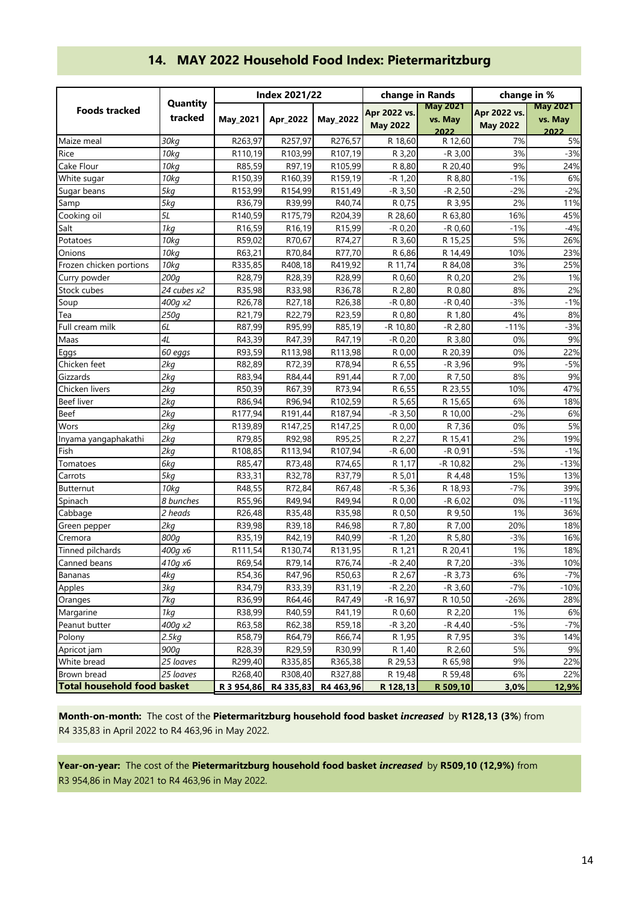## 14. MAY 2022 Household Food Index: Pietermaritzburg

| Foods tracked | Quantity tracked | Index 2021/22 | | | change in Rands | | change in % | |
|---|---|---|---|---|---|---|---|---|
| | | May_2021 | Apr_2022 | May_2022 | Apr 2022 vs. May 2022 | May 2021 vs. May 2022 | Apr 2022 vs. May 2022 | May 2021 vs. May 2022 |
| Maize meal | 30kg | R263,97 | R257,97 | R276,57 | R 18,60 | R 12,60 | 7% | 5% |
| Rice | 10kg | R110,19 | R103,99 | R107,19 | R 3,20 | -R 3,00 | 3% | -3% |
| Cake Flour | 10kg | R85,59 | R97,19 | R105,99 | R 8,80 | R 20,40 | 9% | 24% |
| White sugar | 10kg | R150,39 | R160,39 | R159,19 | -R 1,20 | R 8,80 | -1% | 6% |
| Sugar beans | 5kg | R153,99 | R154,99 | R151,49 | -R 3,50 | -R 2,50 | -2% | -2% |
| Samp | 5kg | R36,79 | R39,99 | R40,74 | R 0,75 | R 3,95 | 2% | 11% |
| Cooking oil | 5L | R140,59 | R175,79 | R204,39 | R 28,60 | R 63,80 | 16% | 45% |
| Salt | 1kg | R16,59 | R16,19 | R15,99 | -R 0,20 | -R 0,60 | -1% | -4% |
| Potatoes | 10kg | R59,02 | R70,67 | R74,27 | R 3,60 | R 15,25 | 5% | 26% |
| Onions | 10kg | R63,21 | R70,84 | R77,70 | R 6,86 | R 14,49 | 10% | 23% |
| Frozen chicken portions | 10kg | R335,85 | R408,18 | R419,92 | R 11,74 | R 84,08 | 3% | 25% |
| Curry powder | 200g | R28,79 | R28,39 | R28,99 | R 0,60 | R 0,20 | 2% | 1% |
| Stock cubes | 24 cubes x2 | R35,98 | R33,98 | R36,78 | R 2,80 | R 0,80 | 8% | 2% |
| Soup | 400g x2 | R26,78 | R27,18 | R26,38 | -R 0,80 | -R 0,40 | -3% | -1% |
| Tea | 250g | R21,79 | R22,79 | R23,59 | R 0,80 | R 1,80 | 4% | 8% |
| Full cream milk | 6L | R87,99 | R95,99 | R85,19 | -R 10,80 | -R 2,80 | -11% | -3% |
| Maas | 4L | R43,39 | R47,39 | R47,19 | -R 0,20 | R 3,80 | 0% | 9% |
| Eggs | 60 eggs | R93,59 | R113,98 | R113,98 | R 0,00 | R 20,39 | 0% | 22% |
| Chicken feet | 2kg | R82,89 | R72,39 | R78,94 | R 6,55 | -R 3,96 | 9% | -5% |
| Gizzards | 2kg | R83,94 | R84,44 | R91,44 | R 7,00 | R 7,50 | 8% | 9% |
| Chicken livers | 2kg | R50,39 | R67,39 | R73,94 | R 6,55 | R 23,55 | 10% | 47% |
| Beef liver | 2kg | R86,94 | R96,94 | R102,59 | R 5,65 | R 15,65 | 6% | 18% |
| Beef | 2kg | R177,94 | R191,44 | R187,94 | -R 3,50 | R 10,00 | -2% | 6% |
| Wors | 2kg | R139,89 | R147,25 | R147,25 | R 0,00 | R 7,36 | 0% | 5% |
| Inyama yangaphakathi | 2kg | R79,85 | R92,98 | R95,25 | R 2,27 | R 15,41 | 2% | 19% |
| Fish | 2kg | R108,85 | R113,94 | R107,94 | -R 6,00 | -R 0,91 | -5% | -1% |
| Tomatoes | 6kg | R85,47 | R73,48 | R74,65 | R 1,17 | -R 10,82 | 2% | -13% |
| Carrots | 5kg | R33,31 | R32,78 | R37,79 | R 5,01 | R 4,48 | 15% | 13% |
| Butternut | 10kg | R48,55 | R72,84 | R67,48 | -R 5,36 | R 18,93 | -7% | 39% |
| Spinach | 8 bunches | R55,96 | R49,94 | R49,94 | R 0,00 | -R 6,02 | 0% | -11% |
| Cabbage | 2 heads | R26,48 | R35,48 | R35,98 | R 0,50 | R 9,50 | 1% | 36% |
| Green pepper | 2kg | R39,98 | R39,18 | R46,98 | R 7,80 | R 7,00 | 20% | 18% |
| Cremora | 800g | R35,19 | R42,19 | R40,99 | -R 1,20 | R 5,80 | -3% | 16% |
| Tinned pilchards | 400g x6 | R111,54 | R130,74 | R131,95 | R 1,21 | R 20,41 | 1% | 18% |
| Canned beans | 410g x6 | R69,54 | R79,14 | R76,74 | -R 2,40 | R 7,20 | -3% | 10% |
| Bananas | 4kg | R54,36 | R47,96 | R50,63 | R 2,67 | -R 3,73 | 6% | -7% |
| Apples | 3kg | R34,79 | R33,39 | R31,19 | -R 2,20 | -R 3,60 | -7% | -10% |
| Oranges | 7kg | R36,99 | R64,46 | R47,49 | -R 16,97 | R 10,50 | -26% | 28% |
| Margarine | 1kg | R38,99 | R40,59 | R41,19 | R 0,60 | R 2,20 | 1% | 6% |
| Peanut butter | 400g x2 | R63,58 | R62,38 | R59,18 | -R 3,20 | -R 4,40 | -5% | -7% |
| Polony | 2.5kg | R58,79 | R64,79 | R66,74 | R 1,95 | R 7,95 | 3% | 14% |
| Apricot jam | 900g | R28,39 | R29,59 | R30,99 | R 1,40 | R 2,60 | 5% | 9% |
| White bread | 25 loaves | R299,40 | R335,85 | R365,38 | R 29,53 | R 65,98 | 9% | 22% |
| Brown bread | 25 loaves | R268,40 | R308,40 | R327,88 | R 19,48 | R 59,48 | 6% | 22% |
| **Total household food basket** | | **R 3 954,86** | **R4 335,83** | **R4 463,96** | **R 128,13** | **R 509,10** | **3,0%** | **12,9%** |

**Month-on-month:** The cost of the **Pietermaritzburg household food basket *increased*** by **R128,13 (3%**) from R4 335,83 in April 2022 to R4 463,96 in May 2022.

**Year-on-year:** The cost of the **Pietermaritzburg household food basket *increased*** by **R509,10 (12,9%)** from R3 954,86 in May 2021 to R4 463,96 in May 2022.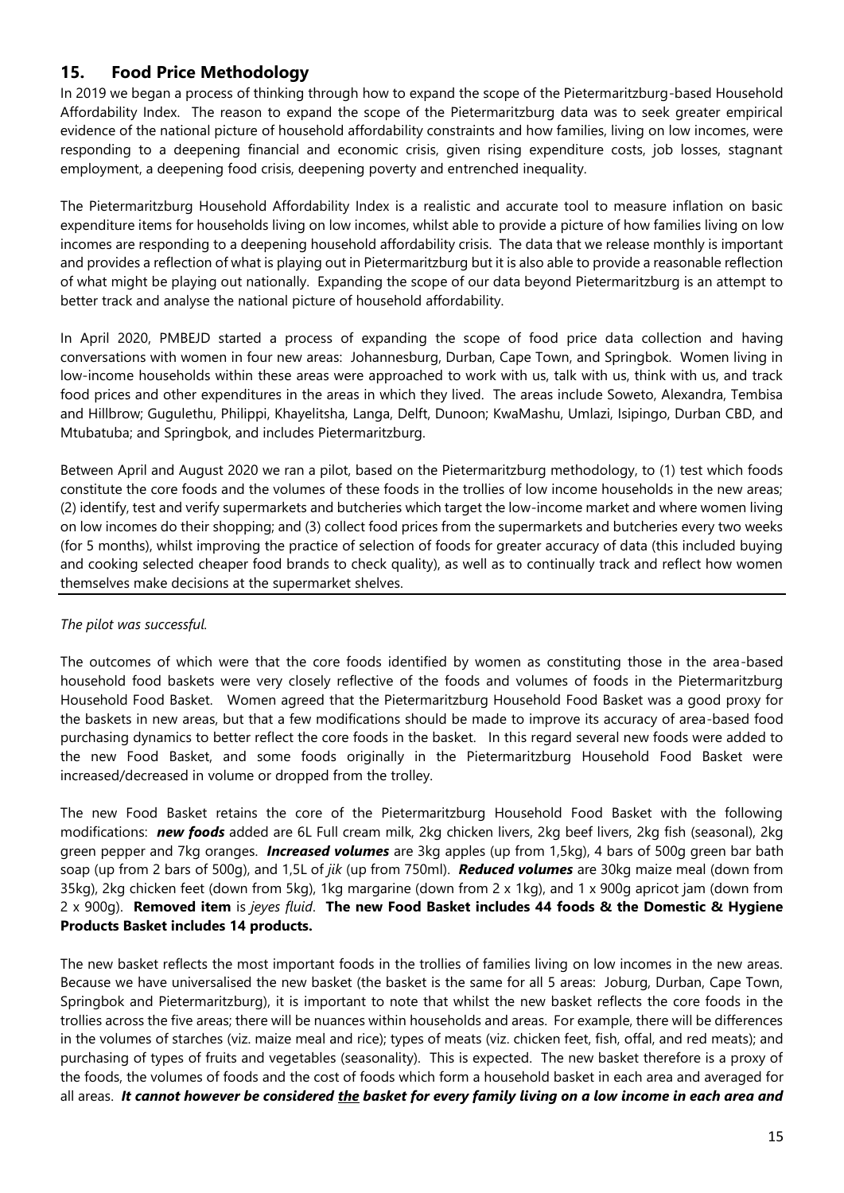## 15. Food Price Methodology

In 2019 we began a process of thinking through how to expand the scope of the Pietermaritzburg-based Household Affordability Index. The reason to expand the scope of the Pietermaritzburg data was to seek greater empirical evidence of the national picture of household affordability constraints and how families, living on low incomes, were responding to a deepening financial and economic crisis, given rising expenditure costs, job losses, stagnant employment, a deepening food crisis, deepening poverty and entrenched inequality.

The Pietermaritzburg Household Affordability Index is a realistic and accurate tool to measure inflation on basic expenditure items for households living on low incomes, whilst able to provide a picture of how families living on low incomes are responding to a deepening household affordability crisis. The data that we release monthly is important and provides a reflection of what is playing out in Pietermaritzburg but it is also able to provide a reasonable reflection of what might be playing out nationally. Expanding the scope of our data beyond Pietermaritzburg is an attempt to better track and analyse the national picture of household affordability.

In April 2020, PMBEJD started a process of expanding the scope of food price data collection and having conversations with women in four new areas: Johannesburg, Durban, Cape Town, and Springbok. Women living in low-income households within these areas were approached to work with us, talk with us, think with us, and track food prices and other expenditures in the areas in which they lived. The areas include Soweto, Alexandra, Tembisa and Hillbrow; Gugulethu, Philippi, Khayelitsha, Langa, Delft, Dunoon; KwaMashu, Umlazi, Isipingo, Durban CBD, and Mtubatuba; and Springbok, and includes Pietermaritzburg.

Between April and August 2020 we ran a pilot, based on the Pietermaritzburg methodology, to (1) test which foods constitute the core foods and the volumes of these foods in the trollies of low income households in the new areas; (2) identify, test and verify supermarkets and butcheries which target the low-income market and where women living on low incomes do their shopping; and (3) collect food prices from the supermarkets and butcheries every two weeks (for 5 months), whilst improving the practice of selection of foods for greater accuracy of data (this included buying and cooking selected cheaper food brands to check quality), as well as to continually track and reflect how women themselves make decisions at the supermarket shelves.

*The pilot was successful.*

The outcomes of which were that the core foods identified by women as constituting those in the area-based household food baskets were very closely reflective of the foods and volumes of foods in the Pietermaritzburg Household Food Basket. Women agreed that the Pietermaritzburg Household Food Basket was a good proxy for the baskets in new areas, but that a few modifications should be made to improve its accuracy of area-based food purchasing dynamics to better reflect the core foods in the basket. In this regard several new foods were added to the new Food Basket, and some foods originally in the Pietermaritzburg Household Food Basket were increased/decreased in volume or dropped from the trolley.

The new Food Basket retains the core of the Pietermaritzburg Household Food Basket with the following modifications: ***new foods*** added are 6L Full cream milk, 2kg chicken livers, 2kg beef livers, 2kg fish (seasonal), 2kg green pepper and 7kg oranges. ***Increased volumes*** are 3kg apples (up from 1,5kg), 4 bars of 500g green bar bath soap (up from 2 bars of 500g), and 1,5L of *jik* (up from 750ml). ***Reduced volumes*** are 30kg maize meal (down from 35kg), 2kg chicken feet (down from 5kg), 1kg margarine (down from 2 x 1kg), and 1 x 900g apricot jam (down from 2 x 900g). **Removed item** is *jeyes fluid*. **The new Food Basket includes 44 foods & the Domestic & Hygiene Products Basket includes 14 products.**

The new basket reflects the most important foods in the trollies of families living on low incomes in the new areas. Because we have universalised the new basket (the basket is the same for all 5 areas: Joburg, Durban, Cape Town, Springbok and Pietermaritzburg), it is important to note that whilst the new basket reflects the core foods in the trollies across the five areas; there will be nuances within households and areas. For example, there will be differences in the volumes of starches (viz. maize meal and rice); types of meats (viz. chicken feet, fish, offal, and red meats); and purchasing of types of fruits and vegetables (seasonality). This is expected. The new basket therefore is a proxy of the foods, the volumes of foods and the cost of foods which form a household basket in each area and averaged for all areas. ***It cannot however be considered <u>the</u> basket for every family living on a low income in each area and***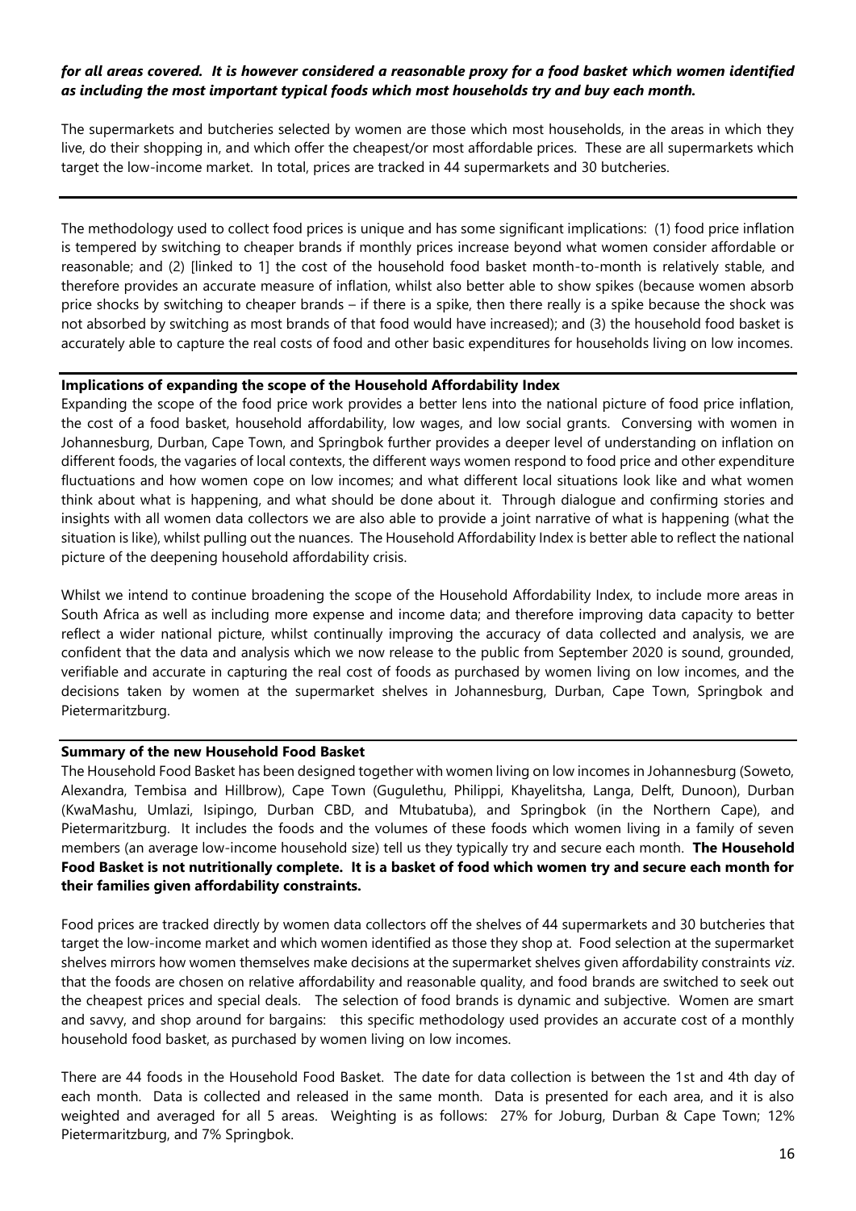***for all areas covered. It is however considered a reasonable proxy for a food basket which women identified as including the most important typical foods which most households try and buy each month.***

The supermarkets and butcheries selected by women are those which most households, in the areas in which they live, do their shopping in, and which offer the cheapest/or most affordable prices. These are all supermarkets which target the low-income market. In total, prices are tracked in 44 supermarkets and 30 butcheries.

---

The methodology used to collect food prices is unique and has some significant implications: (1) food price inflation is tempered by switching to cheaper brands if monthly prices increase beyond what women consider affordable or reasonable; and (2) [linked to 1] the cost of the household food basket month-to-month is relatively stable, and therefore provides an accurate measure of inflation, whilst also better able to show spikes (because women absorb price shocks by switching to cheaper brands – if there is a spike, then there really is a spike because the shock was not absorbed by switching as most brands of that food would have increased); and (3) the household food basket is accurately able to capture the real costs of food and other basic expenditures for households living on low incomes.

**Implications of expanding the scope of the Household Affordability Index**

Expanding the scope of the food price work provides a better lens into the national picture of food price inflation, the cost of a food basket, household affordability, low wages, and low social grants. Conversing with women in Johannesburg, Durban, Cape Town, and Springbok further provides a deeper level of understanding on inflation on different foods, the vagaries of local contexts, the different ways women respond to food price and other expenditure fluctuations and how women cope on low incomes; and what different local situations look like and what women think about what is happening, and what should be done about it. Through dialogue and confirming stories and insights with all women data collectors we are also able to provide a joint narrative of what is happening (what the situation is like), whilst pulling out the nuances. The Household Affordability Index is better able to reflect the national picture of the deepening household affordability crisis.

Whilst we intend to continue broadening the scope of the Household Affordability Index, to include more areas in South Africa as well as including more expense and income data; and therefore improving data capacity to better reflect a wider national picture, whilst continually improving the accuracy of data collected and analysis, we are confident that the data and analysis which we now release to the public from September 2020 is sound, grounded, verifiable and accurate in capturing the real cost of foods as purchased by women living on low incomes, and the decisions taken by women at the supermarket shelves in Johannesburg, Durban, Cape Town, Springbok and Pietermaritzburg.

**Summary of the new Household Food Basket**

The Household Food Basket has been designed together with women living on low incomes in Johannesburg (Soweto, Alexandra, Tembisa and Hillbrow), Cape Town (Gugulethu, Philippi, Khayelitsha, Langa, Delft, Dunoon), Durban (KwaMashu, Umlazi, Isipingo, Durban CBD, and Mtubatuba), and Springbok (in the Northern Cape), and Pietermaritzburg. It includes the foods and the volumes of these foods which women living in a family of seven members (an average low-income household size) tell us they typically try and secure each month. **The Household Food Basket is not nutritionally complete. It is a basket of food which women try and secure each month for their families given affordability constraints.**

Food prices are tracked directly by women data collectors off the shelves of 44 supermarkets and 30 butcheries that target the low-income market and which women identified as those they shop at. Food selection at the supermarket shelves mirrors how women themselves make decisions at the supermarket shelves given affordability constraints *viz*. that the foods are chosen on relative affordability and reasonable quality, and food brands are switched to seek out the cheapest prices and special deals. The selection of food brands is dynamic and subjective. Women are smart and savvy, and shop around for bargains: this specific methodology used provides an accurate cost of a monthly household food basket, as purchased by women living on low incomes.

There are 44 foods in the Household Food Basket. The date for data collection is between the 1st and 4th day of each month. Data is collected and released in the same month. Data is presented for each area, and it is also weighted and averaged for all 5 areas. Weighting is as follows: 27% for Joburg, Durban & Cape Town; 12% Pietermaritzburg, and 7% Springbok.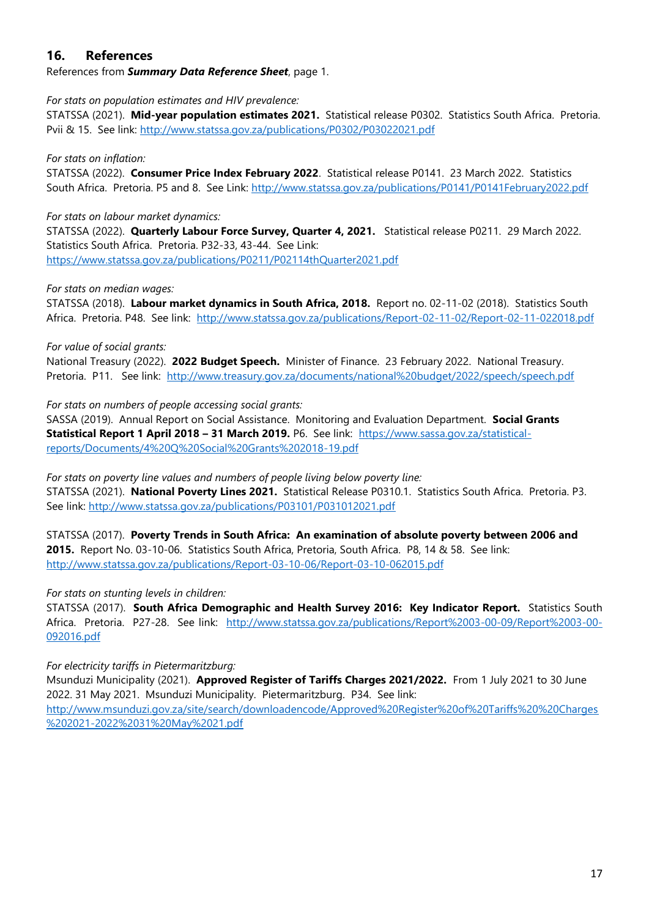## 16. References

References from ***Summary Data Reference Sheet***, page 1.

*For stats on population estimates and HIV prevalence:*
STATSSA (2021). **Mid-year population estimates 2021.** Statistical release P0302. Statistics South Africa. Pretoria. Pvii & 15. See link: http://www.statssa.gov.za/publications/P0302/P03022021.pdf

*For stats on inflation:*
STATSSA (2022). **Consumer Price Index February 2022**. Statistical release P0141. 23 March 2022. Statistics South Africa. Pretoria. P5 and 8. See Link: http://www.statssa.gov.za/publications/P0141/P0141February2022.pdf

*For stats on labour market dynamics:*
STATSSA (2022). **Quarterly Labour Force Survey, Quarter 4, 2021.** Statistical release P0211. 29 March 2022. Statistics South Africa. Pretoria. P32-33, 43-44. See Link: https://www.statssa.gov.za/publications/P0211/P02114thQuarter2021.pdf

*For stats on median wages:*
STATSSA (2018). **Labour market dynamics in South Africa, 2018.** Report no. 02-11-02 (2018). Statistics South Africa. Pretoria. P48. See link: http://www.statssa.gov.za/publications/Report-02-11-02/Report-02-11-022018.pdf

*For value of social grants:*
National Treasury (2022). **2022 Budget Speech.** Minister of Finance. 23 February 2022. National Treasury. Pretoria. P11. See link: http://www.treasury.gov.za/documents/national%20budget/2022/speech/speech.pdf

*For stats on numbers of people accessing social grants:*
SASSA (2019). Annual Report on Social Assistance. Monitoring and Evaluation Department. **Social Grants Statistical Report 1 April 2018 – 31 March 2019.** P6. See link: https://www.sassa.gov.za/statistical-reports/Documents/4%20Q%20Social%20Grants%202018-19.pdf

*For stats on poverty line values and numbers of people living below poverty line:*
STATSSA (2021). **National Poverty Lines 2021.** Statistical Release P0310.1. Statistics South Africa. Pretoria. P3. See link: http://www.statssa.gov.za/publications/P03101/P031012021.pdf

STATSSA (2017). **Poverty Trends in South Africa: An examination of absolute poverty between 2006 and 2015.** Report No. 03-10-06. Statistics South Africa, Pretoria, South Africa. P8, 14 & 58. See link: http://www.statssa.gov.za/publications/Report-03-10-06/Report-03-10-062015.pdf

*For stats on stunting levels in children:*
STATSSA (2017). **South Africa Demographic and Health Survey 2016: Key Indicator Report.** Statistics South Africa. Pretoria. P27-28. See link: http://www.statssa.gov.za/publications/Report%2003-00-09/Report%2003-00-092016.pdf

*For electricity tariffs in Pietermaritzburg:*
Msunduzi Municipality (2021). **Approved Register of Tariffs Charges 2021/2022.** From 1 July 2021 to 30 June 2022. 31 May 2021. Msunduzi Municipality. Pietermaritzburg. P34. See link: http://www.msunduzi.gov.za/site/search/downloadencode/Approved%20Register%20of%20Tariffs%20%20Charges%202021-2022%2031%20May%2021.pdf